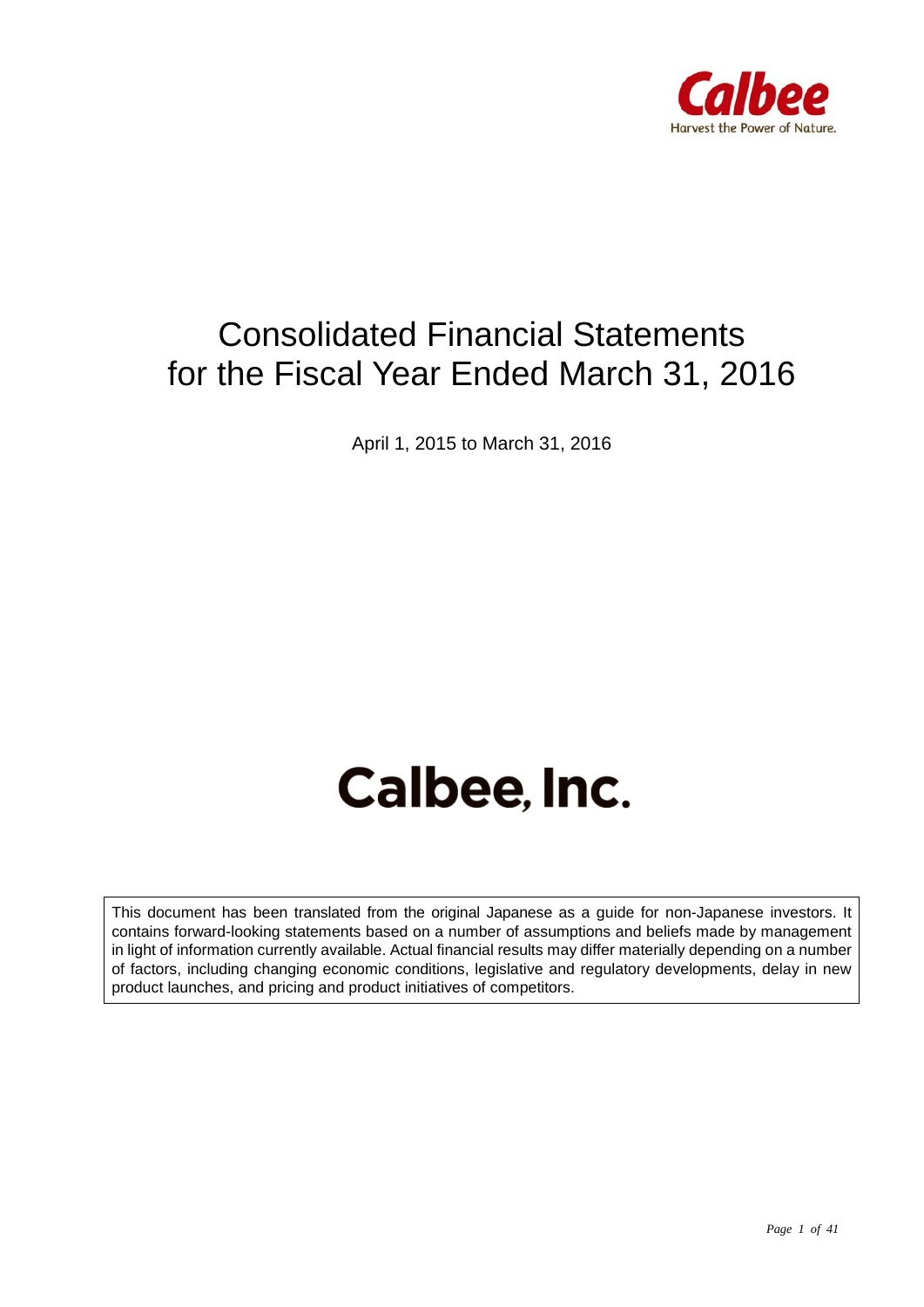Calbee

Harvest the Power of Nature.

# Consolidated Financial Statements for the Fiscal Year Ended March 31, 2016

April 1, 2015 to March 31, 2016

# Calbee, Inc.

This document has been translated from the original Japanese as a guide for non-Japanese investors. It contains forward-looking statements based on a number of assumptions and beliefs made by management in light of information currently available. Actual financial results may differ materially depending on a number of factors, including changing economic conditions, legislative and regulatory developments, delay in new product launches, and pricing and product initiatives of competitors.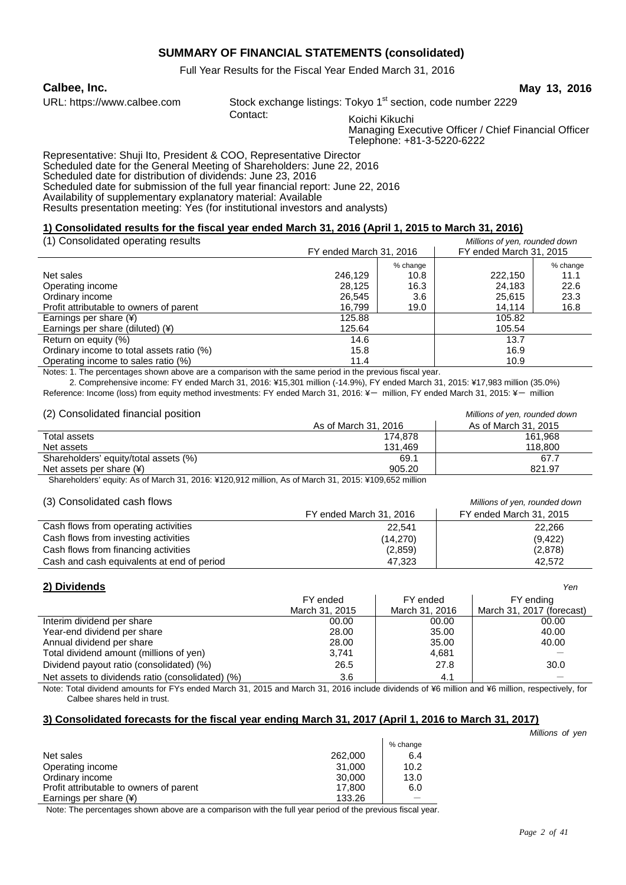# SUMMARY OF FINANCIAL STATEMENTS (consolidated)

Full Year Results for the Fiscal Year Ended March 31, 2016

**Calbee, Inc.** **May 13, 2016**

URL: https://www.calbee.com

Stock exchange listings: Tokyo 1st section, code number 2229

Contact: Koichi Kikuchi
Managing Executive Officer / Chief Financial Officer
Telephone: +81-3-5220-6222

Representative: Shuji Ito, President & COO, Representative Director
Scheduled date for the General Meeting of Shareholders: June 22, 2016
Scheduled date for distribution of dividends: June 23, 2016
Scheduled date for submission of the full year financial report: June 22, 2016
Availability of supplementary explanatory material: Available
Results presentation meeting: Yes (for institutional investors and analysts)

## 1) Consolidated results for the fiscal year ended March 31, 2016 (April 1, 2015 to March 31, 2016)

(1) Consolidated operating results *Millions of yen, rounded down*

| | FY ended March 31, 2016 | | FY ended March 31, 2015 | |
|---|---|---|---|---|
| | | % change | | % change |
| Net sales | 246,129 | 10.8 | 222,150 | 11.1 |
| Operating income | 28,125 | 16.3 | 24,183 | 22.6 |
| Ordinary income | 26,545 | 3.6 | 25,615 | 23.3 |
| Profit attributable to owners of parent | 16,799 | 19.0 | 14,114 | 16.8 |
| Earnings per share (¥) | 125.88 | | 105.82 | |
| Earnings per share (diluted) (¥) | 125.64 | | 105.54 | |
| Return on equity (%) | 14.6 | | 13.7 | |
| Ordinary income to total assets ratio (%) | 15.8 | | 16.9 | |
| Operating income to sales ratio (%) | 11.4 | | 10.9 | |

Notes: 1. The percentages shown above are a comparison with the same period in the previous fiscal year.

2. Comprehensive income: FY ended March 31, 2016: ¥15,301 million (-14.9%), FY ended March 31, 2015: ¥17,983 million (35.0%)

Reference: Income (loss) from equity method investments: FY ended March 31, 2016: ¥－ million, FY ended March 31, 2015: ¥－ million

(2) Consolidated financial position *Millions of yen, rounded down*

| | As of March 31, 2016 | As of March 31, 2015 |
|---|---|---|
| Total assets | 174,878 | 161,968 |
| Net assets | 131,469 | 118,800 |
| Shareholders' equity/total assets (%) | 69.1 | 67.7 |
| Net assets per share (¥) | 905.20 | 821.97 |

Shareholders' equity: As of March 31, 2016: ¥120,912 million, As of March 31, 2015: ¥109,652 million

(3) Consolidated cash flows *Millions of yen, rounded down*

| | FY ended March 31, 2016 | FY ended March 31, 2015 |
|---|---|---|
| Cash flows from operating activities | 22,541 | 22,266 |
| Cash flows from investing activities | (14,270) | (9,422) |
| Cash flows from financing activities | (2,859) | (2,878) |
| Cash and cash equivalents at end of period | 47,323 | 42,572 |

## 2) Dividends

*Yen*

| | FY ended March 31, 2015 | FY ended March 31, 2016 | FY ending March 31, 2017 (forecast) |
|---|---|---|---|
| Interim dividend per share | 00.00 | 00.00 | 00.00 |
| Year-end dividend per share | 28.00 | 35.00 | 40.00 |
| Annual dividend per share | 28.00 | 35.00 | 40.00 |
| Total dividend amount (millions of yen) | 3,741 | 4,681 | － |
| Dividend payout ratio (consolidated) (%) | 26.5 | 27.8 | 30.0 |
| Net assets to dividends ratio (consolidated) (%) | 3.6 | 4.1 | － |

Note: Total dividend amounts for FYs ended March 31, 2015 and March 31, 2016 include dividends of ¥6 million and ¥6 million, respectively, for Calbee shares held in trust.

## 3) Consolidated forecasts for the fiscal year ending March 31, 2017 (April 1, 2016 to March 31, 2017)

*Millions of yen*

| | | % change |
|---|---|---|
| Net sales | 262,000 | 6.4 |
| Operating income | 31,000 | 10.2 |
| Ordinary income | 30,000 | 13.0 |
| Profit attributable to owners of parent | 17,800 | 6.0 |
| Earnings per share (¥) | 133.26 | － |

Note: The percentages shown above are a comparison with the full year period of the previous fiscal year.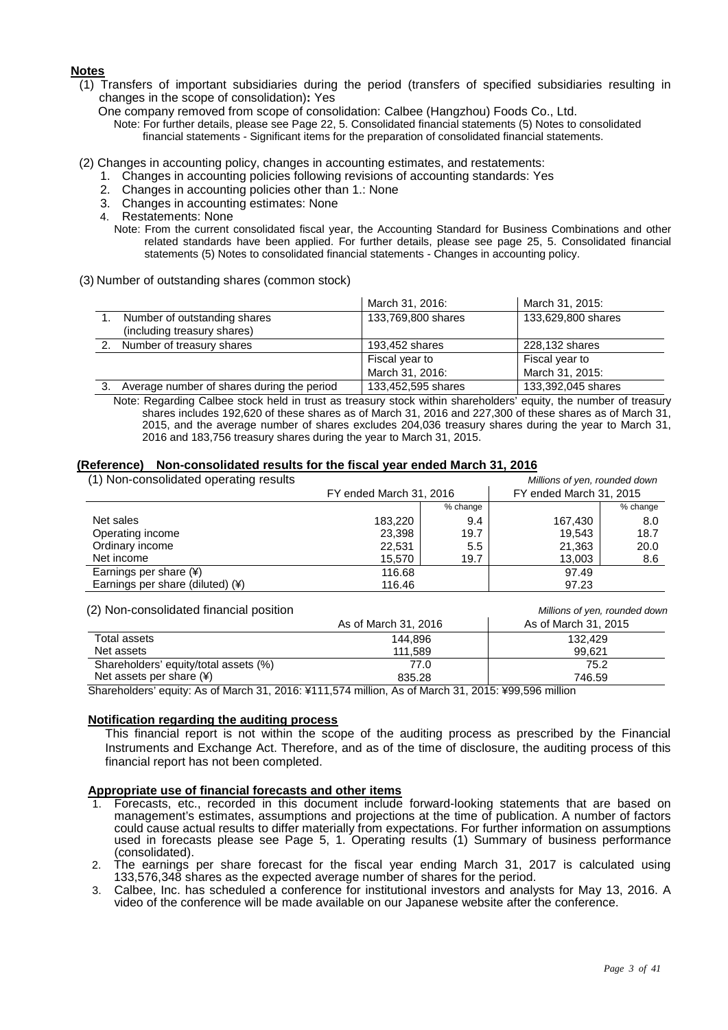**Notes**

(1) Transfers of important subsidiaries during the period (transfers of specified subsidiaries resulting in changes in the scope of consolidation)**:** Yes

One company removed from scope of consolidation: Calbee (Hangzhou) Foods Co., Ltd.

Note: For further details, please see Page 22, 5. Consolidated financial statements (5) Notes to consolidated financial statements - Significant items for the preparation of consolidated financial statements.

(2) Changes in accounting policy, changes in accounting estimates, and restatements:

1. Changes in accounting policies following revisions of accounting standards: Yes
2. Changes in accounting policies other than 1.: None
3. Changes in accounting estimates: None
4. Restatements: None

Note: From the current consolidated fiscal year, the Accounting Standard for Business Combinations and other related standards have been applied. For further details, please see page 25, 5. Consolidated financial statements (5) Notes to consolidated financial statements - Changes in accounting policy.

(3) Number of outstanding shares (common stock)

| | March 31, 2016: | March 31, 2015: |
|---|---|---|
| 1. Number of outstanding shares (including treasury shares) | 133,769,800 shares | 133,629,800 shares |
| 2. Number of treasury shares | 193,452 shares | 228,132 shares |
| | Fiscal year to March 31, 2016: | Fiscal year to March 31, 2015: |
| 3. Average number of shares during the period | 133,452,595 shares | 133,392,045 shares |

Note: Regarding Calbee stock held in trust as treasury stock within shareholders' equity, the number of treasury shares includes 192,620 of these shares as of March 31, 2016 and 227,300 of these shares as of March 31, 2015, and the average number of shares excludes 204,036 treasury shares during the year to March 31, 2016 and 183,756 treasury shares during the year to March 31, 2015.

**(Reference) Non-consolidated results for the fiscal year ended March 31, 2016**

(1) Non-consolidated operating results

*Millions of yen, rounded down*

| | FY ended March 31, 2016 | | FY ended March 31, 2015 | |
|---|---|---|---|---|
| | | % change | | % change |
| Net sales | 183,220 | 9.4 | 167,430 | 8.0 |
| Operating income | 23,398 | 19.7 | 19,543 | 18.7 |
| Ordinary income | 22,531 | 5.5 | 21,363 | 20.0 |
| Net income | 15,570 | 19.7 | 13,003 | 8.6 |
| Earnings per share (¥) | 116.68 | | 97.49 | |
| Earnings per share (diluted) (¥) | 116.46 | | 97.23 | |

(2) Non-consolidated financial position

*Millions of yen, rounded down*

| | As of March 31, 2016 | As of March 31, 2015 |
|---|---|---|
| Total assets | 144,896 | 132,429 |
| Net assets | 111,589 | 99,621 |
| Shareholders' equity/total assets (%) | 77.0 | 75.2 |
| Net assets per share (¥) | 835.28 | 746.59 |

Shareholders' equity: As of March 31, 2016: ¥111,574 million, As of March 31, 2015: ¥99,596 million

**Notification regarding the auditing process**

This financial report is not within the scope of the auditing process as prescribed by the Financial Instruments and Exchange Act. Therefore, and as of the time of disclosure, the auditing process of this financial report has not been completed.

**Appropriate use of financial forecasts and other items**

1. Forecasts, etc., recorded in this document include forward-looking statements that are based on management's estimates, assumptions and projections at the time of publication. A number of factors could cause actual results to differ materially from expectations. For further information on assumptions used in forecasts please see Page 5, 1. Operating results (1) Summary of business performance (consolidated).
2. The earnings per share forecast for the fiscal year ending March 31, 2017 is calculated using 133,576,348 shares as the expected average number of shares for the period.
3. Calbee, Inc. has scheduled a conference for institutional investors and analysts for May 13, 2016. A video of the conference will be made available on our Japanese website after the conference.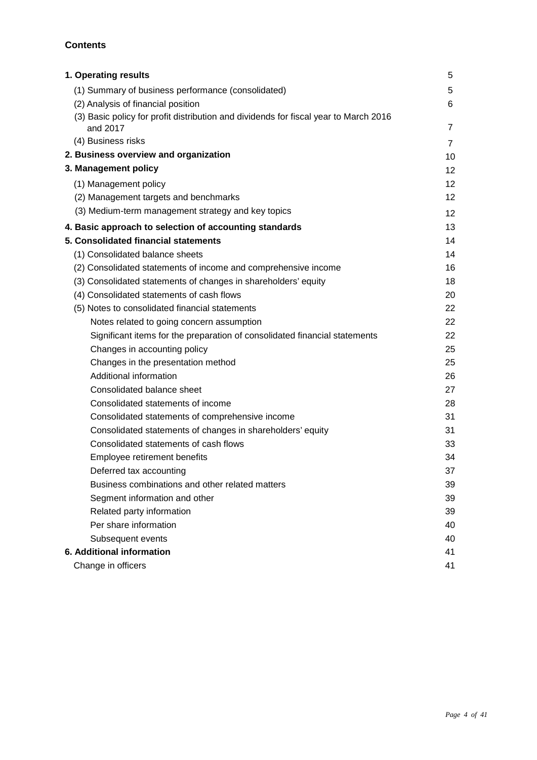**Contents**

| | |
|---|---|
| **1. Operating results** | 5 |
| (1) Summary of business performance (consolidated) | 5 |
| (2) Analysis of financial position | 6 |
| (3) Basic policy for profit distribution and dividends for fiscal year to March 2016 and 2017 | 7 |
| (4) Business risks | 7 |
| **2. Business overview and organization** | 10 |
| **3. Management policy** | 12 |
| (1) Management policy | 12 |
| (2) Management targets and benchmarks | 12 |
| (3) Medium-term management strategy and key topics | 12 |
| **4. Basic approach to selection of accounting standards** | 13 |
| **5. Consolidated financial statements** | 14 |
| (1) Consolidated balance sheets | 14 |
| (2) Consolidated statements of income and comprehensive income | 16 |
| (3) Consolidated statements of changes in shareholders' equity | 18 |
| (4) Consolidated statements of cash flows | 20 |
| (5) Notes to consolidated financial statements | 22 |
| Notes related to going concern assumption | 22 |
| Significant items for the preparation of consolidated financial statements | 22 |
| Changes in accounting policy | 25 |
| Changes in the presentation method | 25 |
| Additional information | 26 |
| Consolidated balance sheet | 27 |
| Consolidated statements of income | 28 |
| Consolidated statements of comprehensive income | 31 |
| Consolidated statements of changes in shareholders' equity | 31 |
| Consolidated statements of cash flows | 33 |
| Employee retirement benefits | 34 |
| Deferred tax accounting | 37 |
| Business combinations and other related matters | 39 |
| Segment information and other | 39 |
| Related party information | 39 |
| Per share information | 40 |
| Subsequent events | 40 |
| **6. Additional information** | 41 |
| Change in officers | 41 |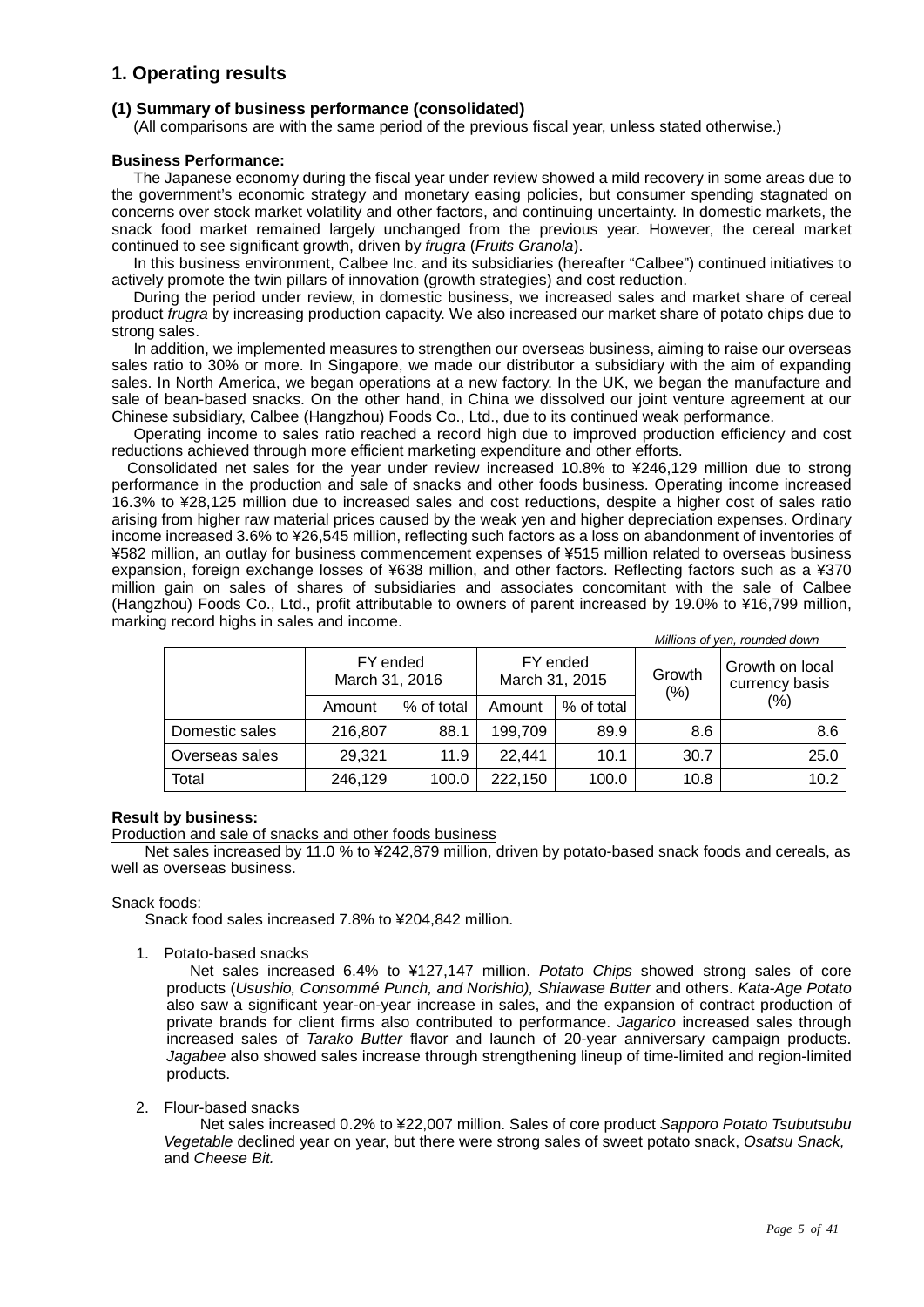## 1. Operating results

### (1) Summary of business performance (consolidated)

(All comparisons are with the same period of the previous fiscal year, unless stated otherwise.)

**Business Performance:**

The Japanese economy during the fiscal year under review showed a mild recovery in some areas due to the government's economic strategy and monetary easing policies, but consumer spending stagnated on concerns over stock market volatility and other factors, and continuing uncertainty. In domestic markets, the snack food market remained largely unchanged from the previous year. However, the cereal market continued to see significant growth, driven by *frugra* (*Fruits Granola*).

In this business environment, Calbee Inc. and its subsidiaries (hereafter "Calbee") continued initiatives to actively promote the twin pillars of innovation (growth strategies) and cost reduction.

During the period under review, in domestic business, we increased sales and market share of cereal product *frugra* by increasing production capacity. We also increased our market share of potato chips due to strong sales.

In addition, we implemented measures to strengthen our overseas business, aiming to raise our overseas sales ratio to 30% or more. In Singapore, we made our distributor a subsidiary with the aim of expanding sales. In North America, we began operations at a new factory. In the UK, we began the manufacture and sale of bean-based snacks. On the other hand, in China we dissolved our joint venture agreement at our Chinese subsidiary, Calbee (Hangzhou) Foods Co., Ltd., due to its continued weak performance.

Operating income to sales ratio reached a record high due to improved production efficiency and cost reductions achieved through more efficient marketing expenditure and other efforts.

Consolidated net sales for the year under review increased 10.8% to ¥246,129 million due to strong performance in the production and sale of snacks and other foods business. Operating income increased 16.3% to ¥28,125 million due to increased sales and cost reductions, despite a higher cost of sales ratio arising from higher raw material prices caused by the weak yen and higher depreciation expenses. Ordinary income increased 3.6% to ¥26,545 million, reflecting such factors as a loss on abandonment of inventories of ¥582 million, an outlay for business commencement expenses of ¥515 million related to overseas business expansion, foreign exchange losses of ¥638 million, and other factors. Reflecting factors such as a ¥370 million gain on sales of shares of subsidiaries and associates concomitant with the sale of Calbee (Hangzhou) Foods Co., Ltd., profit attributable to owners of parent increased by 19.0% to ¥16,799 million, marking record highs in sales and income.

*Millions of yen, rounded down*

| | FY ended March 31, 2016 | | FY ended March 31, 2015 | | Growth (%) | Growth on local currency basis (%) |
|---|---|---|---|---|---|---|
| | Amount | % of total | Amount | % of total | | |
| Domestic sales | 216,807 | 88.1 | 199,709 | 89.9 | 8.6 | 8.6 |
| Overseas sales | 29,321 | 11.9 | 22,441 | 10.1 | 30.7 | 25.0 |
| Total | 246,129 | 100.0 | 222,150 | 100.0 | 10.8 | 10.2 |

**Result by business:**

Production and sale of snacks and other foods business

Net sales increased by 11.0 % to ¥242,879 million, driven by potato-based snack foods and cereals, as well as overseas business.

Snack foods:

Snack food sales increased 7.8% to ¥204,842 million.

1. Potato-based snacks

   Net sales increased 6.4% to ¥127,147 million. *Potato Chips* showed strong sales of core products (*Usushio, Consommé Punch, and Norishio), Shiawase Butter* and others. *Kata-Age Potato* also saw a significant year-on-year increase in sales, and the expansion of contract production of private brands for client firms also contributed to performance. *Jagarico* increased sales through increased sales of *Tarako Butter* flavor and launch of 20-year anniversary campaign products. *Jagabee* also showed sales increase through strengthening lineup of time-limited and region-limited products.

2. Flour-based snacks

   Net sales increased 0.2% to ¥22,007 million. Sales of core product *Sapporo Potato Tsubutsubu Vegetable* declined year on year, but there were strong sales of sweet potato snack, *Osatsu Snack,* and *Cheese Bit.*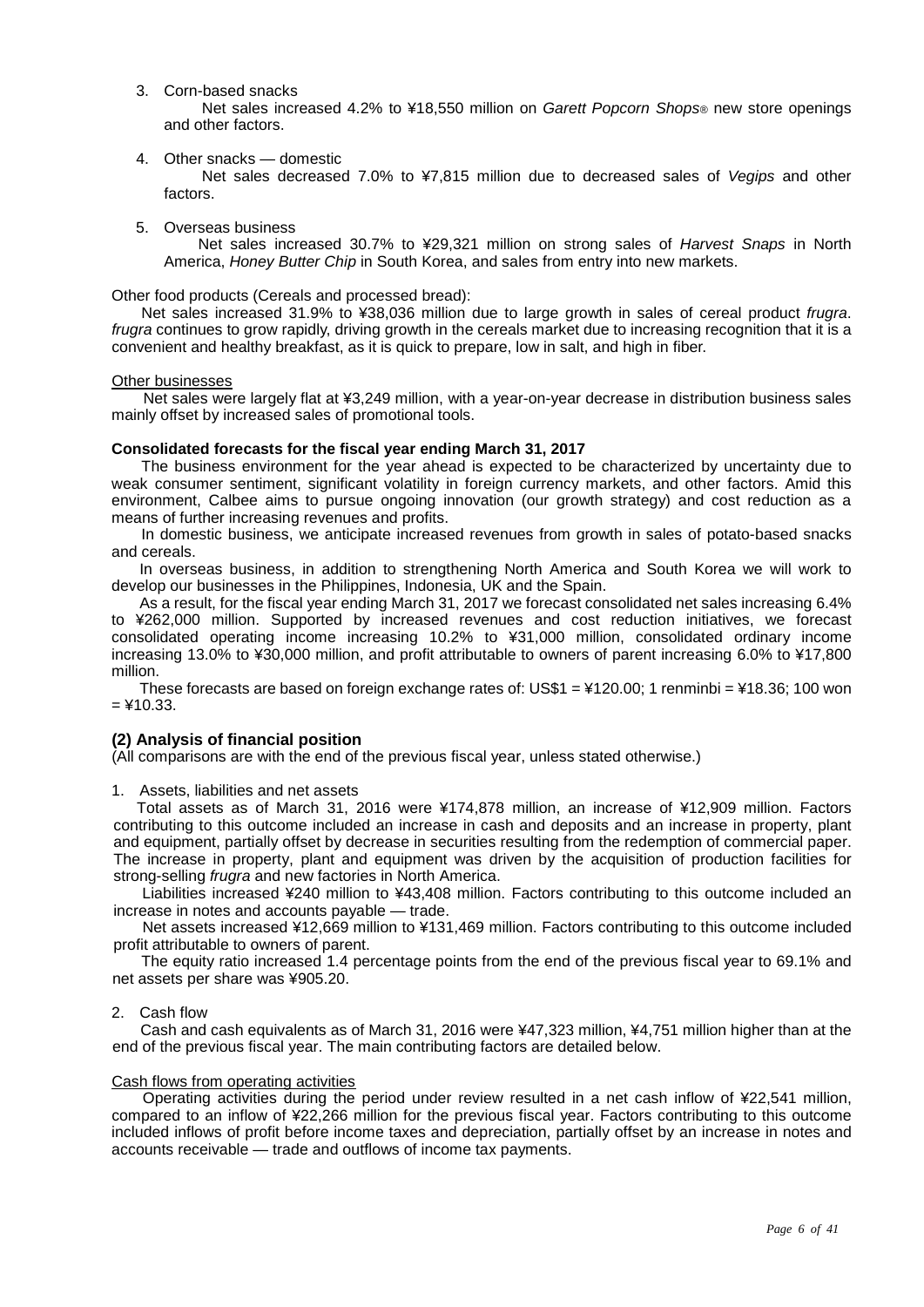3. Corn-based snacks

   Net sales increased 4.2% to ¥18,550 million on *Garett Popcorn Shops*® new store openings and other factors.

4. Other snacks — domestic

   Net sales decreased 7.0% to ¥7,815 million due to decreased sales of *Vegips* and other factors.

5. Overseas business

   Net sales increased 30.7% to ¥29,321 million on strong sales of *Harvest Snaps* in North America, *Honey Butter Chip* in South Korea, and sales from entry into new markets.

Other food products (Cereals and processed bread):

Net sales increased 31.9% to ¥38,036 million due to large growth in sales of cereal product *frugra*. *frugra* continues to grow rapidly, driving growth in the cereals market due to increasing recognition that it is a convenient and healthy breakfast, as it is quick to prepare, low in salt, and high in fiber.

<u>Other businesses</u>

Net sales were largely flat at ¥3,249 million, with a year-on-year decrease in distribution business sales mainly offset by increased sales of promotional tools.

**Consolidated forecasts for the fiscal year ending March 31, 2017**

The business environment for the year ahead is expected to be characterized by uncertainty due to weak consumer sentiment, significant volatility in foreign currency markets, and other factors. Amid this environment, Calbee aims to pursue ongoing innovation (our growth strategy) and cost reduction as a means of further increasing revenues and profits.

In domestic business, we anticipate increased revenues from growth in sales of potato-based snacks and cereals.

In overseas business, in addition to strengthening North America and South Korea we will work to develop our businesses in the Philippines, Indonesia, UK and the Spain.

As a result, for the fiscal year ending March 31, 2017 we forecast consolidated net sales increasing 6.4% to ¥262,000 million. Supported by increased revenues and cost reduction initiatives, we forecast consolidated operating income increasing 10.2% to ¥31,000 million, consolidated ordinary income increasing 13.0% to ¥30,000 million, and profit attributable to owners of parent increasing 6.0% to ¥17,800 million.

These forecasts are based on foreign exchange rates of: US$1 = ¥120.00; 1 renminbi = ¥18.36; 100 won = ¥10.33.

### (2) Analysis of financial position

(All comparisons are with the end of the previous fiscal year, unless stated otherwise.)

1. Assets, liabilities and net assets

   Total assets as of March 31, 2016 were ¥174,878 million, an increase of ¥12,909 million. Factors contributing to this outcome included an increase in cash and deposits and an increase in property, plant and equipment, partially offset by decrease in securities resulting from the redemption of commercial paper. The increase in property, plant and equipment was driven by the acquisition of production facilities for strong-selling *frugra* and new factories in North America.

   Liabilities increased ¥240 million to ¥43,408 million. Factors contributing to this outcome included an increase in notes and accounts payable — trade.

   Net assets increased ¥12,669 million to ¥131,469 million. Factors contributing to this outcome included profit attributable to owners of parent.

   The equity ratio increased 1.4 percentage points from the end of the previous fiscal year to 69.1% and net assets per share was ¥905.20.

2. Cash flow

   Cash and cash equivalents as of March 31, 2016 were ¥47,323 million, ¥4,751 million higher than at the end of the previous fiscal year. The main contributing factors are detailed below.

<u>Cash flows from operating activities</u>

Operating activities during the period under review resulted in a net cash inflow of ¥22,541 million, compared to an inflow of ¥22,266 million for the previous fiscal year. Factors contributing to this outcome included inflows of profit before income taxes and depreciation, partially offset by an increase in notes and accounts receivable — trade and outflows of income tax payments.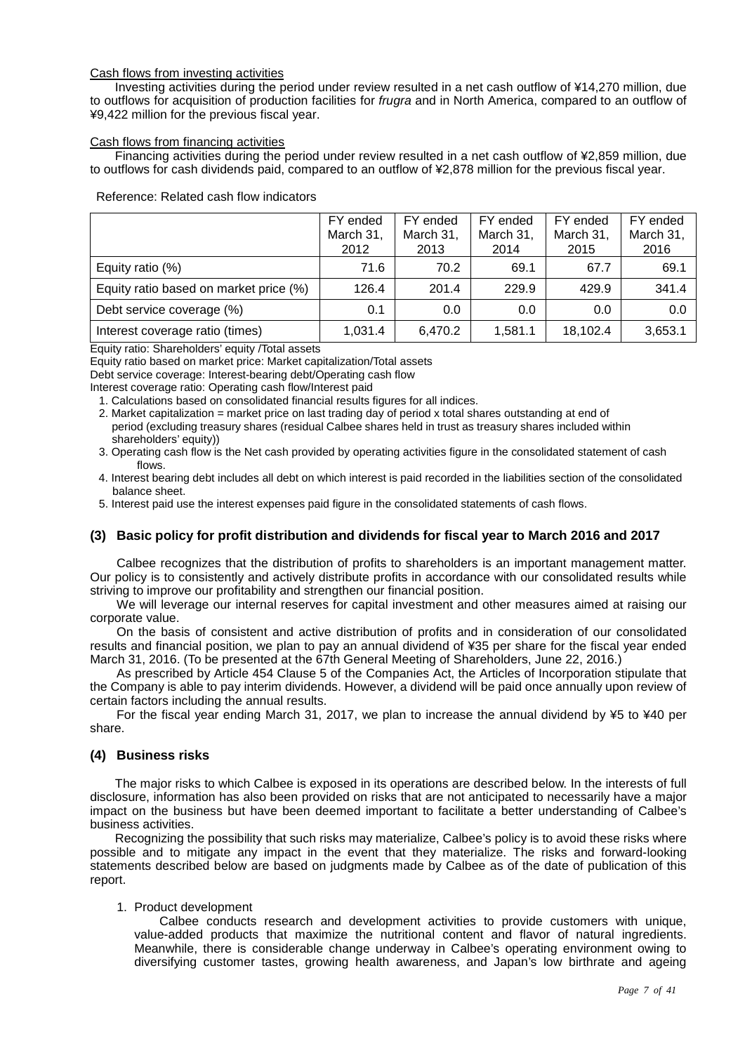Cash flows from investing activities

Investing activities during the period under review resulted in a net cash outflow of ¥14,270 million, due to outflows for acquisition of production facilities for *frugra* and in North America, compared to an outflow of ¥9,422 million for the previous fiscal year.

Cash flows from financing activities

Financing activities during the period under review resulted in a net cash outflow of ¥2,859 million, due to outflows for cash dividends paid, compared to an outflow of ¥2,878 million for the previous fiscal year.

Reference: Related cash flow indicators

| | FY ended March 31, 2012 | FY ended March 31, 2013 | FY ended March 31, 2014 | FY ended March 31, 2015 | FY ended March 31, 2016 |
|---|---|---|---|---|---|
| Equity ratio (%) | 71.6 | 70.2 | 69.1 | 67.7 | 69.1 |
| Equity ratio based on market price (%) | 126.4 | 201.4 | 229.9 | 429.9 | 341.4 |
| Debt service coverage (%) | 0.1 | 0.0 | 0.0 | 0.0 | 0.0 |
| Interest coverage ratio (times) | 1,031.4 | 6,470.2 | 1,581.1 | 18,102.4 | 3,653.1 |

Equity ratio: Shareholders' equity /Total assets

Equity ratio based on market price: Market capitalization/Total assets

Debt service coverage: Interest-bearing debt/Operating cash flow

Interest coverage ratio: Operating cash flow/Interest paid

1. Calculations based on consolidated financial results figures for all indices.
2. Market capitalization = market price on last trading day of period x total shares outstanding at end of period (excluding treasury shares (residual Calbee shares held in trust as treasury shares included within shareholders' equity))
3. Operating cash flow is the Net cash provided by operating activities figure in the consolidated statement of cash flows.
4. Interest bearing debt includes all debt on which interest is paid recorded in the liabilities section of the consolidated balance sheet.
5. Interest paid use the interest expenses paid figure in the consolidated statements of cash flows.

### (3) Basic policy for profit distribution and dividends for fiscal year to March 2016 and 2017

Calbee recognizes that the distribution of profits to shareholders is an important management matter. Our policy is to consistently and actively distribute profits in accordance with our consolidated results while striving to improve our profitability and strengthen our financial position.

We will leverage our internal reserves for capital investment and other measures aimed at raising our corporate value.

On the basis of consistent and active distribution of profits and in consideration of our consolidated results and financial position, we plan to pay an annual dividend of ¥35 per share for the fiscal year ended March 31, 2016. (To be presented at the 67th General Meeting of Shareholders, June 22, 2016.)

As prescribed by Article 454 Clause 5 of the Companies Act, the Articles of Incorporation stipulate that the Company is able to pay interim dividends. However, a dividend will be paid once annually upon review of certain factors including the annual results.

For the fiscal year ending March 31, 2017, we plan to increase the annual dividend by ¥5 to ¥40 per share.

### (4) Business risks

The major risks to which Calbee is exposed in its operations are described below. In the interests of full disclosure, information has also been provided on risks that are not anticipated to necessarily have a major impact on the business but have been deemed important to facilitate a better understanding of Calbee's business activities.

Recognizing the possibility that such risks may materialize, Calbee's policy is to avoid these risks where possible and to mitigate any impact in the event that they materialize. The risks and forward-looking statements described below are based on judgments made by Calbee as of the date of publication of this report.

1. Product development

   Calbee conducts research and development activities to provide customers with unique, value-added products that maximize the nutritional content and flavor of natural ingredients. Meanwhile, there is considerable change underway in Calbee's operating environment owing to diversifying customer tastes, growing health awareness, and Japan's low birthrate and ageing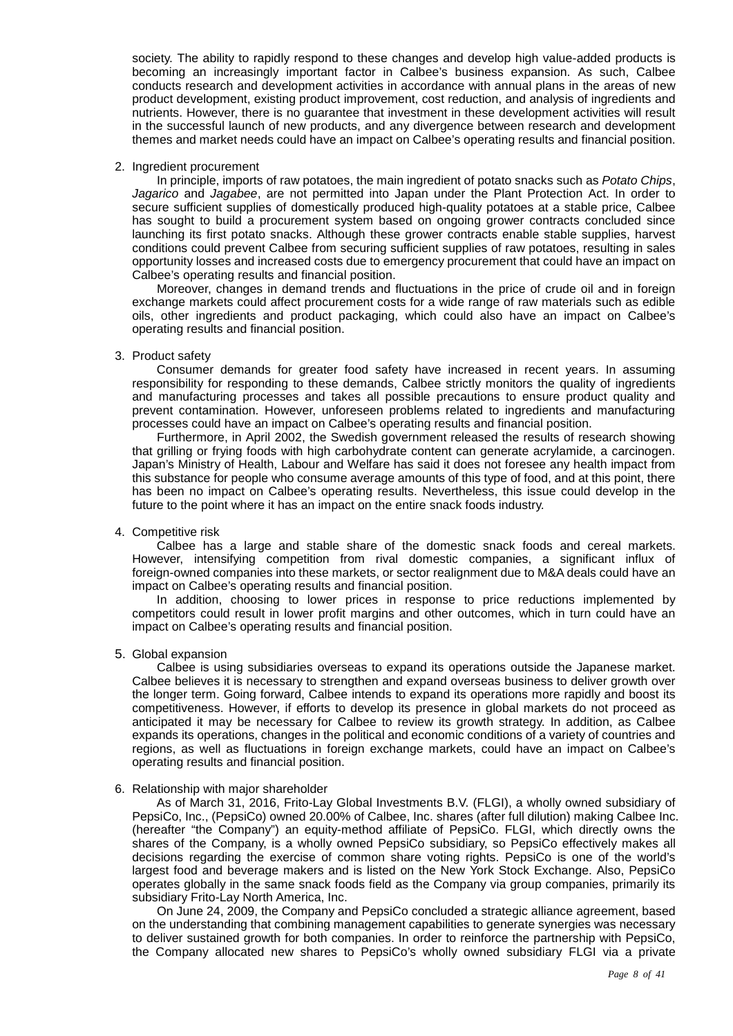society. The ability to rapidly respond to these changes and develop high value-added products is becoming an increasingly important factor in Calbee's business expansion. As such, Calbee conducts research and development activities in accordance with annual plans in the areas of new product development, existing product improvement, cost reduction, and analysis of ingredients and nutrients. However, there is no guarantee that investment in these development activities will result in the successful launch of new products, and any divergence between research and development themes and market needs could have an impact on Calbee's operating results and financial position.

2. Ingredient procurement

   In principle, imports of raw potatoes, the main ingredient of potato snacks such as *Potato Chips*, *Jagarico* and *Jagabee*, are not permitted into Japan under the Plant Protection Act. In order to secure sufficient supplies of domestically produced high-quality potatoes at a stable price, Calbee has sought to build a procurement system based on ongoing grower contracts concluded since launching its first potato snacks. Although these grower contracts enable stable supplies, harvest conditions could prevent Calbee from securing sufficient supplies of raw potatoes, resulting in sales opportunity losses and increased costs due to emergency procurement that could have an impact on Calbee's operating results and financial position.

   Moreover, changes in demand trends and fluctuations in the price of crude oil and in foreign exchange markets could affect procurement costs for a wide range of raw materials such as edible oils, other ingredients and product packaging, which could also have an impact on Calbee's operating results and financial position.

3. Product safety

   Consumer demands for greater food safety have increased in recent years. In assuming responsibility for responding to these demands, Calbee strictly monitors the quality of ingredients and manufacturing processes and takes all possible precautions to ensure product quality and prevent contamination. However, unforeseen problems related to ingredients and manufacturing processes could have an impact on Calbee's operating results and financial position.

   Furthermore, in April 2002, the Swedish government released the results of research showing that grilling or frying foods with high carbohydrate content can generate acrylamide, a carcinogen. Japan's Ministry of Health, Labour and Welfare has said it does not foresee any health impact from this substance for people who consume average amounts of this type of food, and at this point, there has been no impact on Calbee's operating results. Nevertheless, this issue could develop in the future to the point where it has an impact on the entire snack foods industry.

4. Competitive risk

   Calbee has a large and stable share of the domestic snack foods and cereal markets. However, intensifying competition from rival domestic companies, a significant influx of foreign-owned companies into these markets, or sector realignment due to M&A deals could have an impact on Calbee's operating results and financial position.

   In addition, choosing to lower prices in response to price reductions implemented by competitors could result in lower profit margins and other outcomes, which in turn could have an impact on Calbee's operating results and financial position.

5. Global expansion

   Calbee is using subsidiaries overseas to expand its operations outside the Japanese market. Calbee believes it is necessary to strengthen and expand overseas business to deliver growth over the longer term. Going forward, Calbee intends to expand its operations more rapidly and boost its competitiveness. However, if efforts to develop its presence in global markets do not proceed as anticipated it may be necessary for Calbee to review its growth strategy. In addition, as Calbee expands its operations, changes in the political and economic conditions of a variety of countries and regions, as well as fluctuations in foreign exchange markets, could have an impact on Calbee's operating results and financial position.

6. Relationship with major shareholder

   As of March 31, 2016, Frito-Lay Global Investments B.V. (FLGI), a wholly owned subsidiary of PepsiCo, Inc., (PepsiCo) owned 20.00% of Calbee, Inc. shares (after full dilution) making Calbee Inc. (hereafter "the Company") an equity-method affiliate of PepsiCo. FLGI, which directly owns the shares of the Company, is a wholly owned PepsiCo subsidiary, so PepsiCo effectively makes all decisions regarding the exercise of common share voting rights. PepsiCo is one of the world's largest food and beverage makers and is listed on the New York Stock Exchange. Also, PepsiCo operates globally in the same snack foods field as the Company via group companies, primarily its subsidiary Frito-Lay North America, Inc.

   On June 24, 2009, the Company and PepsiCo concluded a strategic alliance agreement, based on the understanding that combining management capabilities to generate synergies was necessary to deliver sustained growth for both companies. In order to reinforce the partnership with PepsiCo, the Company allocated new shares to PepsiCo's wholly owned subsidiary FLGI via a private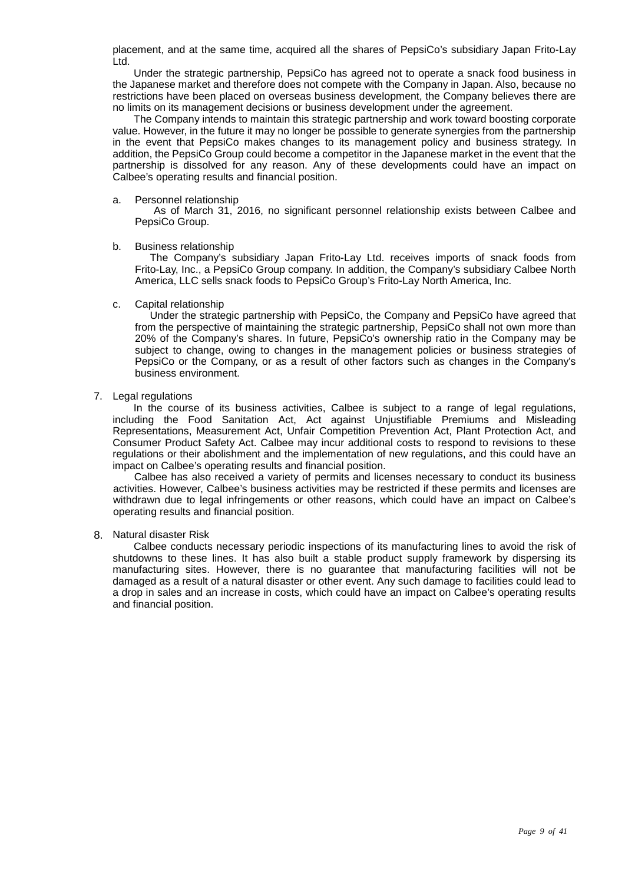placement, and at the same time, acquired all the shares of PepsiCo's subsidiary Japan Frito-Lay Ltd.

Under the strategic partnership, PepsiCo has agreed not to operate a snack food business in the Japanese market and therefore does not compete with the Company in Japan. Also, because no restrictions have been placed on overseas business development, the Company believes there are no limits on its management decisions or business development under the agreement.

The Company intends to maintain this strategic partnership and work toward boosting corporate value. However, in the future it may no longer be possible to generate synergies from the partnership in the event that PepsiCo makes changes to its management policy and business strategy. In addition, the PepsiCo Group could become a competitor in the Japanese market in the event that the partnership is dissolved for any reason. Any of these developments could have an impact on Calbee's operating results and financial position.

a. Personnel relationship

As of March 31, 2016, no significant personnel relationship exists between Calbee and PepsiCo Group.

b. Business relationship

The Company's subsidiary Japan Frito-Lay Ltd. receives imports of snack foods from Frito-Lay, Inc., a PepsiCo Group company. In addition, the Company's subsidiary Calbee North America, LLC sells snack foods to PepsiCo Group's Frito-Lay North America, Inc.

c. Capital relationship

Under the strategic partnership with PepsiCo, the Company and PepsiCo have agreed that from the perspective of maintaining the strategic partnership, PepsiCo shall not own more than 20% of the Company's shares. In future, PepsiCo's ownership ratio in the Company may be subject to change, owing to changes in the management policies or business strategies of PepsiCo or the Company, or as a result of other factors such as changes in the Company's business environment.

7. Legal regulations

In the course of its business activities, Calbee is subject to a range of legal regulations, including the Food Sanitation Act, Act against Unjustifiable Premiums and Misleading Representations, Measurement Act, Unfair Competition Prevention Act, Plant Protection Act, and Consumer Product Safety Act. Calbee may incur additional costs to respond to revisions to these regulations or their abolishment and the implementation of new regulations, and this could have an impact on Calbee's operating results and financial position.

Calbee has also received a variety of permits and licenses necessary to conduct its business activities. However, Calbee's business activities may be restricted if these permits and licenses are withdrawn due to legal infringements or other reasons, which could have an impact on Calbee's operating results and financial position.

8. Natural disaster Risk

Calbee conducts necessary periodic inspections of its manufacturing lines to avoid the risk of shutdowns to these lines. It has also built a stable product supply framework by dispersing its manufacturing sites. However, there is no guarantee that manufacturing facilities will not be damaged as a result of a natural disaster or other event. Any such damage to facilities could lead to a drop in sales and an increase in costs, which could have an impact on Calbee's operating results and financial position.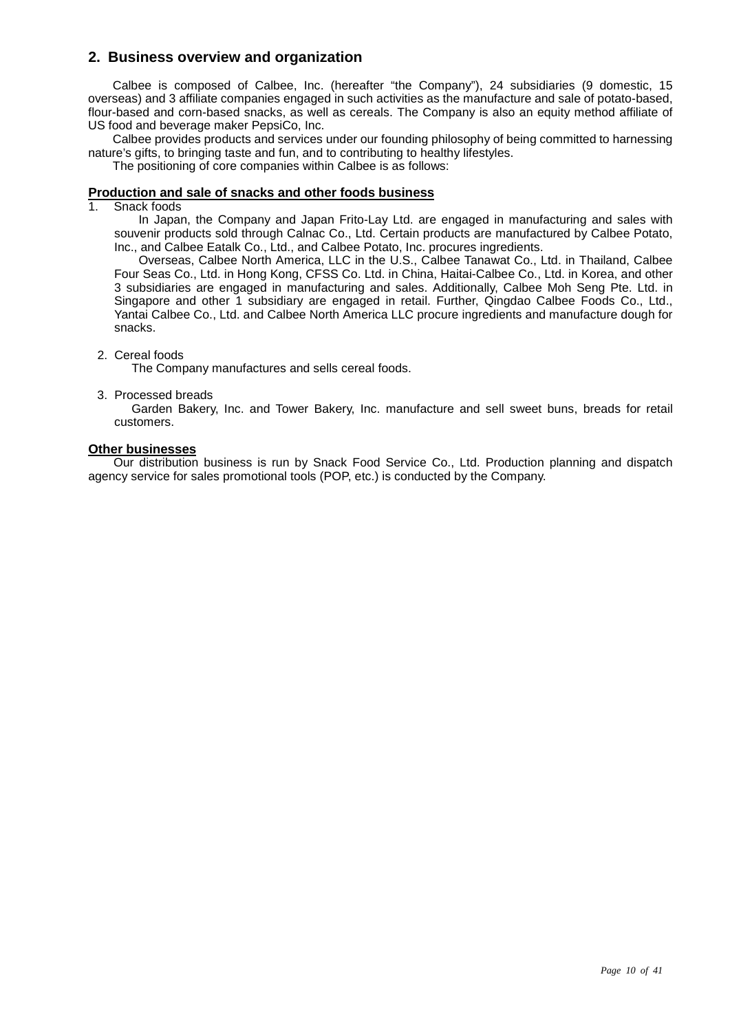## 2. Business overview and organization

Calbee is composed of Calbee, Inc. (hereafter "the Company"), 24 subsidiaries (9 domestic, 15 overseas) and 3 affiliate companies engaged in such activities as the manufacture and sale of potato-based, flour-based and corn-based snacks, as well as cereals. The Company is also an equity method affiliate of US food and beverage maker PepsiCo, Inc.

Calbee provides products and services under our founding philosophy of being committed to harnessing nature's gifts, to bringing taste and fun, and to contributing to healthy lifestyles.

The positioning of core companies within Calbee is as follows:

**Production and sale of snacks and other foods business**

1. Snack foods

   In Japan, the Company and Japan Frito-Lay Ltd. are engaged in manufacturing and sales with souvenir products sold through Calnac Co., Ltd. Certain products are manufactured by Calbee Potato, Inc., and Calbee Eatalk Co., Ltd., and Calbee Potato, Inc. procures ingredients.

   Overseas, Calbee North America, LLC in the U.S., Calbee Tanawat Co., Ltd. in Thailand, Calbee Four Seas Co., Ltd. in Hong Kong, CFSS Co. Ltd. in China, Haitai-Calbee Co., Ltd. in Korea, and other 3 subsidiaries are engaged in manufacturing and sales. Additionally, Calbee Moh Seng Pte. Ltd. in Singapore and other 1 subsidiary are engaged in retail. Further, Qingdao Calbee Foods Co., Ltd., Yantai Calbee Co., Ltd. and Calbee North America LLC procure ingredients and manufacture dough for snacks.

2. Cereal foods

   The Company manufactures and sells cereal foods.

3. Processed breads

   Garden Bakery, Inc. and Tower Bakery, Inc. manufacture and sell sweet buns, breads for retail customers.

**Other businesses**

Our distribution business is run by Snack Food Service Co., Ltd. Production planning and dispatch agency service for sales promotional tools (POP, etc.) is conducted by the Company.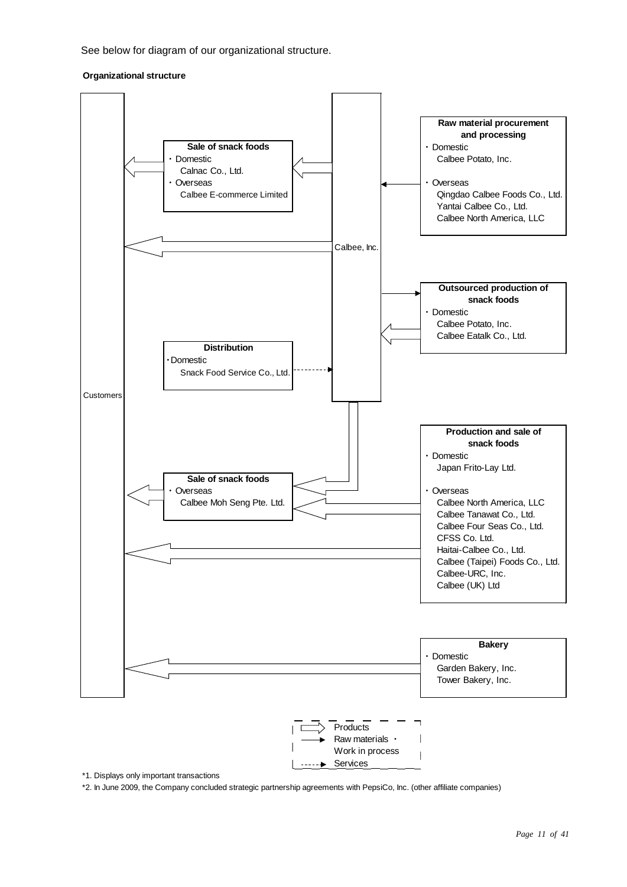See below for diagram of our organizational structure.

**Organizational structure**

Customers

Calbee, Inc.

**Sale of snack foods**
- Domestic
  - Calnac Co., Ltd.
- Overseas
  - Calbee E-commerce Limited

**Raw material procurement and processing**
- Domestic
  - Calbee Potato, Inc.
- Overseas
  - Qingdao Calbee Foods Co., Ltd.
  - Yantai Calbee Co., Ltd.
  - Calbee North America, LLC

**Outsourced production of snack foods**
- Domestic
  - Calbee Potato, Inc.
  - Calbee Eatalk Co., Ltd.

**Distribution**
- Domestic
  - Snack Food Service Co., Ltd.

**Production and sale of snack foods**
- Domestic
  - Japan Frito-Lay Ltd.
- Overseas
  - Calbee North America, LLC
  - Calbee Tanawat Co., Ltd.
  - Calbee Four Seas Co., Ltd.
  - CFSS Co. Ltd.
  - Haitai-Calbee Co., Ltd.
  - Calbee (Taipei) Foods Co., Ltd.
  - Calbee-URC, Inc.
  - Calbee (UK) Ltd

**Sale of snack foods**
- Overseas
  - Calbee Moh Seng Pte. Ltd.

**Bakery**
- Domestic
  - Garden Bakery, Inc.
  - Tower Bakery, Inc.

Legend: Products / Raw materials・Work in process / Services

*1. Displays only important transactions

*2. In June 2009, the Company concluded strategic partnership agreements with PepsiCo, Inc. (other affiliate companies)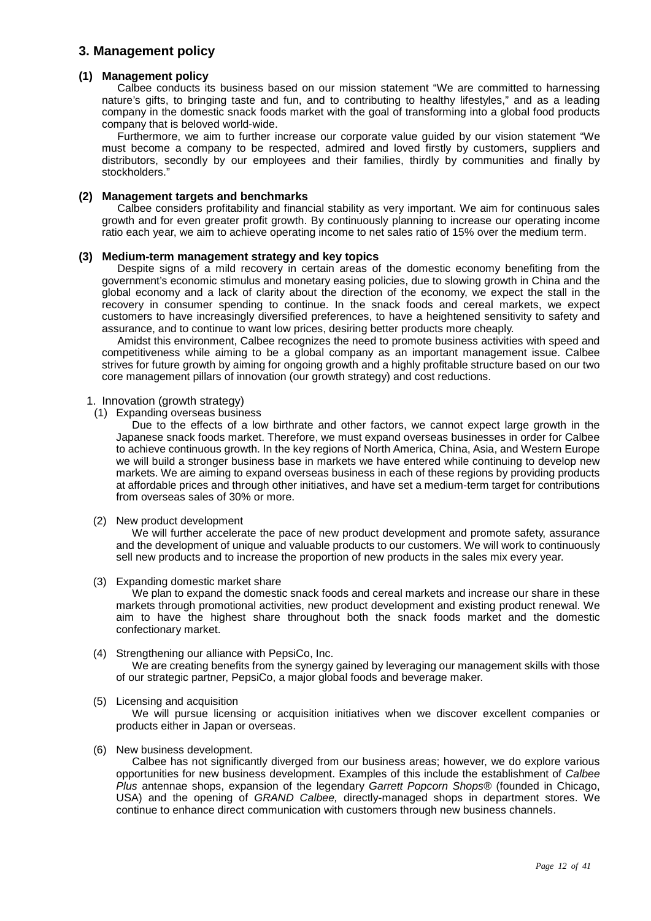## 3. Management policy

### (1) Management policy

Calbee conducts its business based on our mission statement "We are committed to harnessing nature's gifts, to bringing taste and fun, and to contributing to healthy lifestyles," and as a leading company in the domestic snack foods market with the goal of transforming into a global food products company that is beloved world-wide.

Furthermore, we aim to further increase our corporate value guided by our vision statement "We must become a company to be respected, admired and loved firstly by customers, suppliers and distributors, secondly by our employees and their families, thirdly by communities and finally by stockholders."

### (2) Management targets and benchmarks

Calbee considers profitability and financial stability as very important. We aim for continuous sales growth and for even greater profit growth. By continuously planning to increase our operating income ratio each year, we aim to achieve operating income to net sales ratio of 15% over the medium term.

### (3) Medium-term management strategy and key topics

Despite signs of a mild recovery in certain areas of the domestic economy benefiting from the government's economic stimulus and monetary easing policies, due to slowing growth in China and the global economy and a lack of clarity about the direction of the economy, we expect the stall in the recovery in consumer spending to continue. In the snack foods and cereal markets, we expect customers to have increasingly diversified preferences, to have a heightened sensitivity to safety and assurance, and to continue to want low prices, desiring better products more cheaply.

Amidst this environment, Calbee recognizes the need to promote business activities with speed and competitiveness while aiming to be a global company as an important management issue. Calbee strives for future growth by aiming for ongoing growth and a highly profitable structure based on our two core management pillars of innovation (our growth strategy) and cost reductions.

1. Innovation (growth strategy)

(1) Expanding overseas business

Due to the effects of a low birthrate and other factors, we cannot expect large growth in the Japanese snack foods market. Therefore, we must expand overseas businesses in order for Calbee to achieve continuous growth. In the key regions of North America, China, Asia, and Western Europe we will build a stronger business base in markets we have entered while continuing to develop new markets. We are aiming to expand overseas business in each of these regions by providing products at affordable prices and through other initiatives, and have set a medium-term target for contributions from overseas sales of 30% or more.

(2) New product development

We will further accelerate the pace of new product development and promote safety, assurance and the development of unique and valuable products to our customers. We will work to continuously sell new products and to increase the proportion of new products in the sales mix every year.

(3) Expanding domestic market share

We plan to expand the domestic snack foods and cereal markets and increase our share in these markets through promotional activities, new product development and existing product renewal. We aim to have the highest share throughout both the snack foods market and the domestic confectionary market.

(4) Strengthening our alliance with PepsiCo, Inc.

We are creating benefits from the synergy gained by leveraging our management skills with those of our strategic partner, PepsiCo, a major global foods and beverage maker.

(5) Licensing and acquisition

We will pursue licensing or acquisition initiatives when we discover excellent companies or products either in Japan or overseas.

(6) New business development.

Calbee has not significantly diverged from our business areas; however, we do explore various opportunities for new business development. Examples of this include the establishment of *Calbee Plus* antennae shops, expansion of the legendary *Garrett Popcorn Shops®* (founded in Chicago, USA) and the opening of *GRAND Calbee,* directly-managed shops in department stores. We continue to enhance direct communication with customers through new business channels.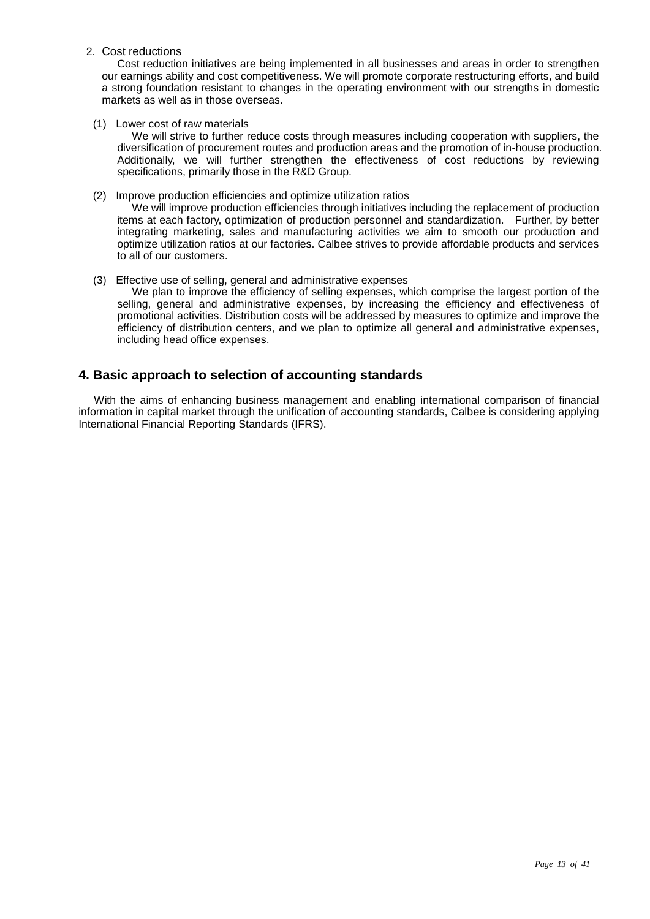2. Cost reductions

Cost reduction initiatives are being implemented in all businesses and areas in order to strengthen our earnings ability and cost competitiveness. We will promote corporate restructuring efforts, and build a strong foundation resistant to changes in the operating environment with our strengths in domestic markets as well as in those overseas.

(1) Lower cost of raw materials

We will strive to further reduce costs through measures including cooperation with suppliers, the diversification of procurement routes and production areas and the promotion of in-house production. Additionally, we will further strengthen the effectiveness of cost reductions by reviewing specifications, primarily those in the R&D Group.

(2) Improve production efficiencies and optimize utilization ratios

We will improve production efficiencies through initiatives including the replacement of production items at each factory, optimization of production personnel and standardization. Further, by better integrating marketing, sales and manufacturing activities we aim to smooth our production and optimize utilization ratios at our factories. Calbee strives to provide affordable products and services to all of our customers.

(3) Effective use of selling, general and administrative expenses

We plan to improve the efficiency of selling expenses, which comprise the largest portion of the selling, general and administrative expenses, by increasing the efficiency and effectiveness of promotional activities. Distribution costs will be addressed by measures to optimize and improve the efficiency of distribution centers, and we plan to optimize all general and administrative expenses, including head office expenses.

## 4. Basic approach to selection of accounting standards

With the aims of enhancing business management and enabling international comparison of financial information in capital market through the unification of accounting standards, Calbee is considering applying International Financial Reporting Standards (IFRS).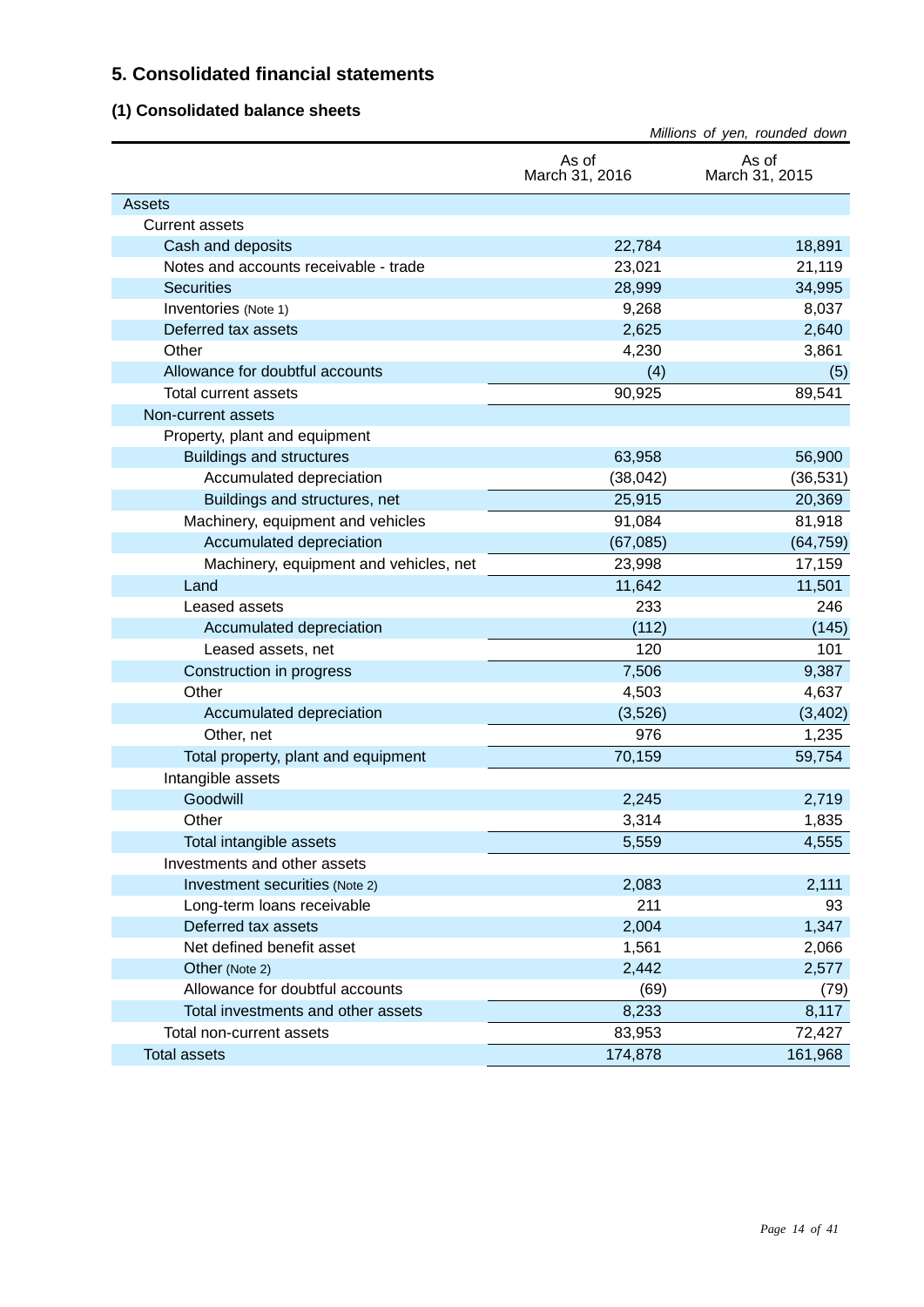## 5. Consolidated financial statements

### (1) Consolidated balance sheets

*Millions of yen, rounded down*

| | As of March 31, 2016 | As of March 31, 2015 |
|---|---|---|
| Assets | | |
| Current assets | | |
| Cash and deposits | 22,784 | 18,891 |
| Notes and accounts receivable - trade | 23,021 | 21,119 |
| Securities | 28,999 | 34,995 |
| Inventories (Note 1) | 9,268 | 8,037 |
| Deferred tax assets | 2,625 | 2,640 |
| Other | 4,230 | 3,861 |
| Allowance for doubtful accounts | (4) | (5) |
| Total current assets | 90,925 | 89,541 |
| Non-current assets | | |
| Property, plant and equipment | | |
| Buildings and structures | 63,958 | 56,900 |
| Accumulated depreciation | (38,042) | (36,531) |
| Buildings and structures, net | 25,915 | 20,369 |
| Machinery, equipment and vehicles | 91,084 | 81,918 |
| Accumulated depreciation | (67,085) | (64,759) |
| Machinery, equipment and vehicles, net | 23,998 | 17,159 |
| Land | 11,642 | 11,501 |
| Leased assets | 233 | 246 |
| Accumulated depreciation | (112) | (145) |
| Leased assets, net | 120 | 101 |
| Construction in progress | 7,506 | 9,387 |
| Other | 4,503 | 4,637 |
| Accumulated depreciation | (3,526) | (3,402) |
| Other, net | 976 | 1,235 |
| Total property, plant and equipment | 70,159 | 59,754 |
| Intangible assets | | |
| Goodwill | 2,245 | 2,719 |
| Other | 3,314 | 1,835 |
| Total intangible assets | 5,559 | 4,555 |
| Investments and other assets | | |
| Investment securities (Note 2) | 2,083 | 2,111 |
| Long-term loans receivable | 211 | 93 |
| Deferred tax assets | 2,004 | 1,347 |
| Net defined benefit asset | 1,561 | 2,066 |
| Other (Note 2) | 2,442 | 2,577 |
| Allowance for doubtful accounts | (69) | (79) |
| Total investments and other assets | 8,233 | 8,117 |
| Total non-current assets | 83,953 | 72,427 |
| Total assets | 174,878 | 161,968 |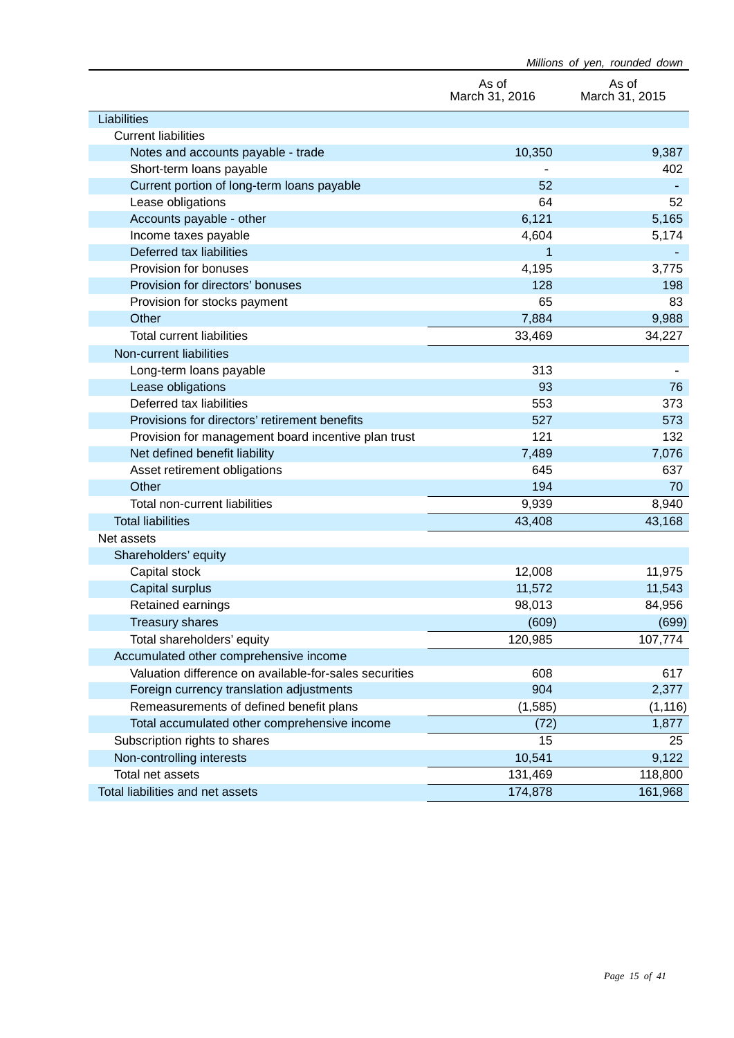*Millions of yen, rounded down*

| | As of March 31, 2016 | As of March 31, 2015 |
|---|---|---|
| Liabilities | | |
| Current liabilities | | |
| Notes and accounts payable - trade | 10,350 | 9,387 |
| Short-term loans payable | - | 402 |
| Current portion of long-term loans payable | 52 | - |
| Lease obligations | 64 | 52 |
| Accounts payable - other | 6,121 | 5,165 |
| Income taxes payable | 4,604 | 5,174 |
| Deferred tax liabilities | 1 | - |
| Provision for bonuses | 4,195 | 3,775 |
| Provision for directors' bonuses | 128 | 198 |
| Provision for stocks payment | 65 | 83 |
| Other | 7,884 | 9,988 |
| Total current liabilities | 33,469 | 34,227 |
| Non-current liabilities | | |
| Long-term loans payable | 313 | - |
| Lease obligations | 93 | 76 |
| Deferred tax liabilities | 553 | 373 |
| Provisions for directors' retirement benefits | 527 | 573 |
| Provision for management board incentive plan trust | 121 | 132 |
| Net defined benefit liability | 7,489 | 7,076 |
| Asset retirement obligations | 645 | 637 |
| Other | 194 | 70 |
| Total non-current liabilities | 9,939 | 8,940 |
| Total liabilities | 43,408 | 43,168 |
| Net assets | | |
| Shareholders' equity | | |
| Capital stock | 12,008 | 11,975 |
| Capital surplus | 11,572 | 11,543 |
| Retained earnings | 98,013 | 84,956 |
| Treasury shares | (609) | (699) |
| Total shareholders' equity | 120,985 | 107,774 |
| Accumulated other comprehensive income | | |
| Valuation difference on available-for-sales securities | 608 | 617 |
| Foreign currency translation adjustments | 904 | 2,377 |
| Remeasurements of defined benefit plans | (1,585) | (1,116) |
| Total accumulated other comprehensive income | (72) | 1,877 |
| Subscription rights to shares | 15 | 25 |
| Non-controlling interests | 10,541 | 9,122 |
| Total net assets | 131,469 | 118,800 |
| Total liabilities and net assets | 174,878 | 161,968 |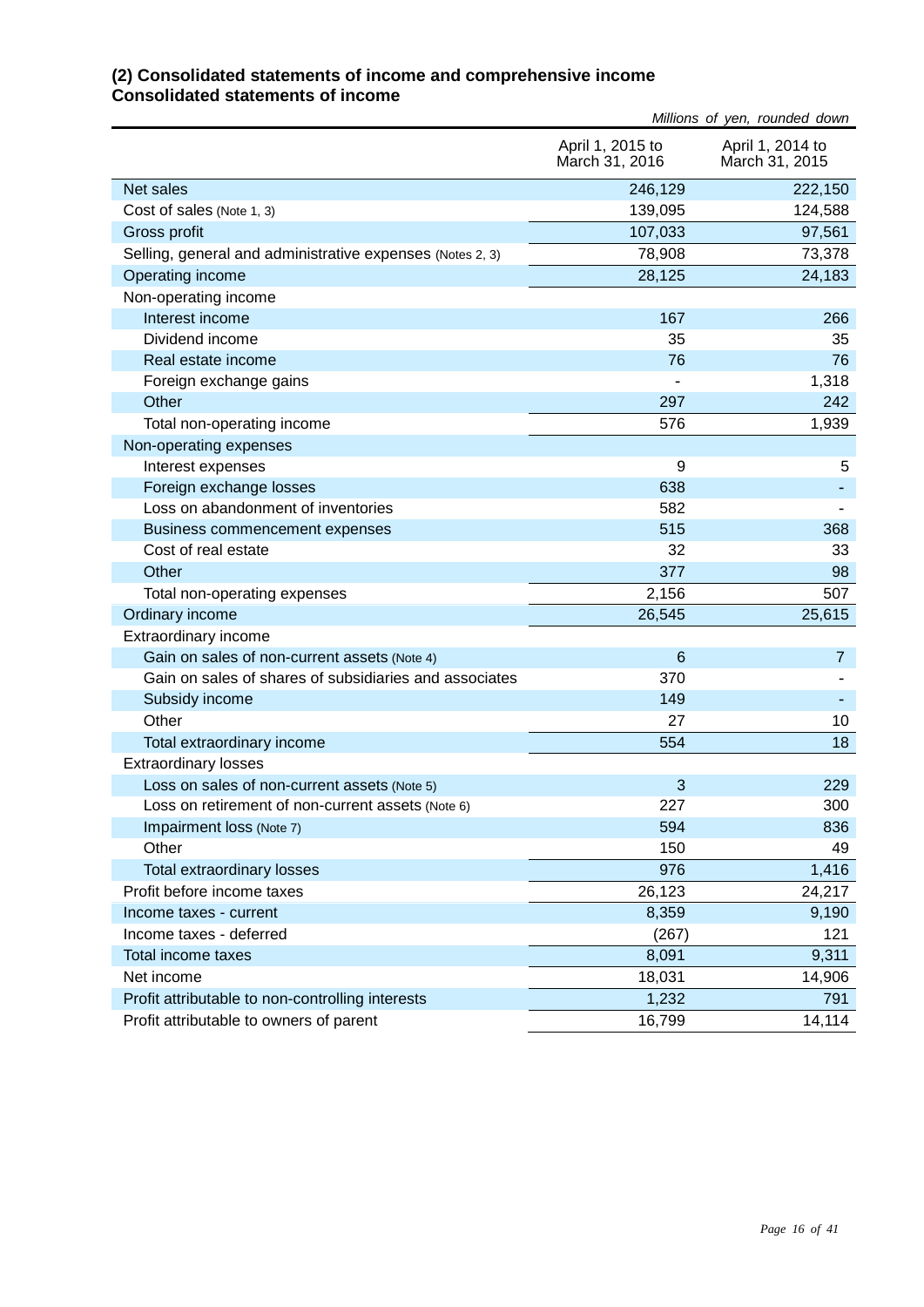## (2) Consolidated statements of income and comprehensive income
## Consolidated statements of income

*Millions of yen, rounded down*

| | April 1, 2015 to March 31, 2016 | April 1, 2014 to March 31, 2015 |
|---|---|---|
| Net sales | 246,129 | 222,150 |
| Cost of sales (Note 1, 3) | 139,095 | 124,588 |
| Gross profit | 107,033 | 97,561 |
| Selling, general and administrative expenses (Notes 2, 3) | 78,908 | 73,378 |
| Operating income | 28,125 | 24,183 |
| Non-operating income | | |
| Interest income | 167 | 266 |
| Dividend income | 35 | 35 |
| Real estate income | 76 | 76 |
| Foreign exchange gains | - | 1,318 |
| Other | 297 | 242 |
| Total non-operating income | 576 | 1,939 |
| Non-operating expenses | | |
| Interest expenses | 9 | 5 |
| Foreign exchange losses | 638 | - |
| Loss on abandonment of inventories | 582 | - |
| Business commencement expenses | 515 | 368 |
| Cost of real estate | 32 | 33 |
| Other | 377 | 98 |
| Total non-operating expenses | 2,156 | 507 |
| Ordinary income | 26,545 | 25,615 |
| Extraordinary income | | |
| Gain on sales of non-current assets (Note 4) | 6 | 7 |
| Gain on sales of shares of subsidiaries and associates | 370 | - |
| Subsidy income | 149 | - |
| Other | 27 | 10 |
| Total extraordinary income | 554 | 18 |
| Extraordinary losses | | |
| Loss on sales of non-current assets (Note 5) | 3 | 229 |
| Loss on retirement of non-current assets (Note 6) | 227 | 300 |
| Impairment loss (Note 7) | 594 | 836 |
| Other | 150 | 49 |
| Total extraordinary losses | 976 | 1,416 |
| Profit before income taxes | 26,123 | 24,217 |
| Income taxes - current | 8,359 | 9,190 |
| Income taxes - deferred | (267) | 121 |
| Total income taxes | 8,091 | 9,311 |
| Net income | 18,031 | 14,906 |
| Profit attributable to non-controlling interests | 1,232 | 791 |
| Profit attributable to owners of parent | 16,799 | 14,114 |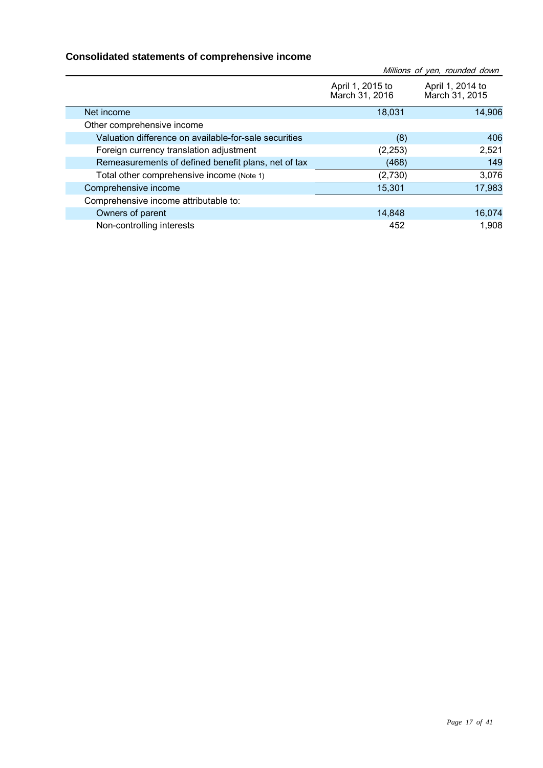## Consolidated statements of comprehensive income

*Millions of yen, rounded down*

| | April 1, 2015 to March 31, 2016 | April 1, 2014 to March 31, 2015 |
|---|---|---|
| Net income | 18,031 | 14,906 |
| Other comprehensive income | | |
| Valuation difference on available-for-sale securities | (8) | 406 |
| Foreign currency translation adjustment | (2,253) | 2,521 |
| Remeasurements of defined benefit plans, net of tax | (468) | 149 |
| Total other comprehensive income (Note 1) | (2,730) | 3,076 |
| Comprehensive income | 15,301 | 17,983 |
| Comprehensive income attributable to: | | |
| Owners of parent | 14,848 | 16,074 |
| Non-controlling interests | 452 | 1,908 |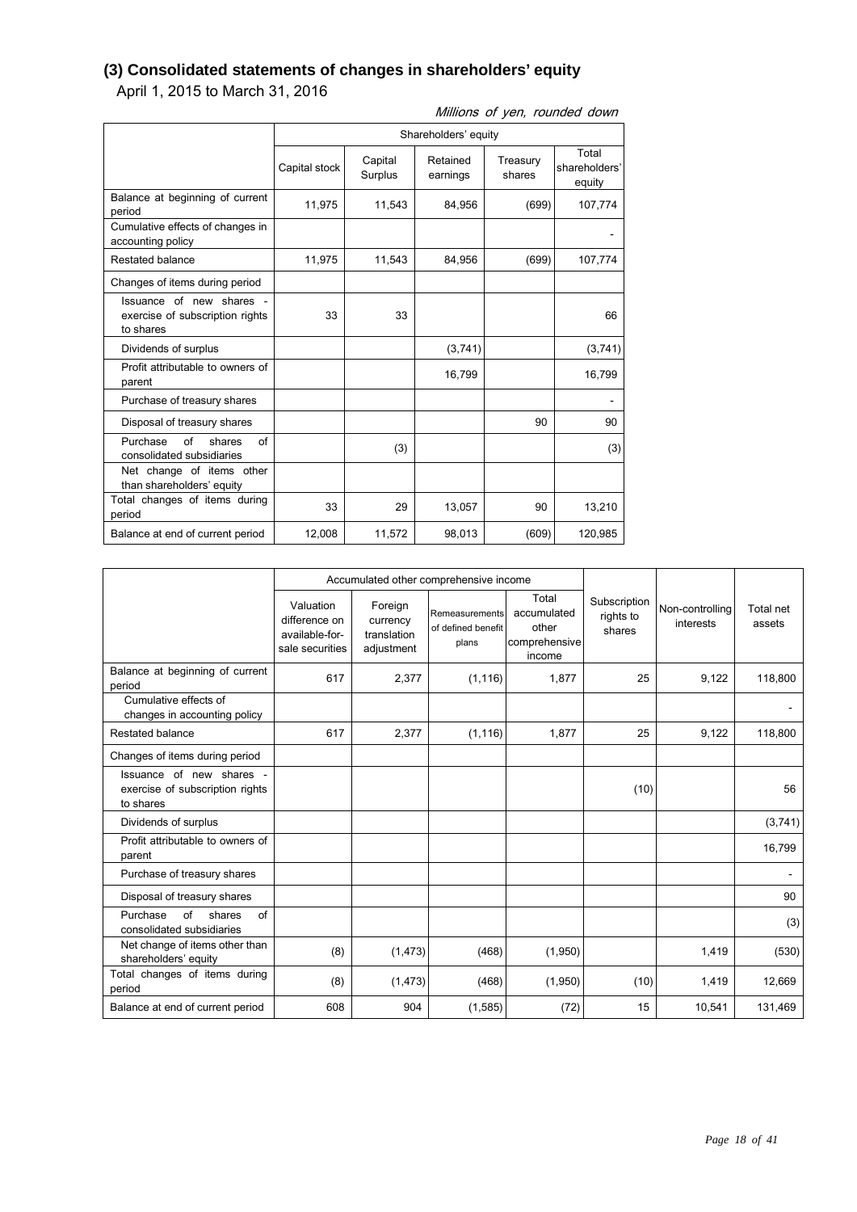## (3) Consolidated statements of changes in shareholders' equity

April 1, 2015 to March 31, 2016

*Millions of yen, rounded down*

| | Shareholders' equity | | | | |
|---|---|---|---|---|---|
| | Capital stock | Capital Surplus | Retained earnings | Treasury shares | Total shareholders' equity |
| Balance at beginning of current period | 11,975 | 11,543 | 84,956 | (699) | 107,774 |
| Cumulative effects of changes in accounting policy | | | | | - |
| Restated balance | 11,975 | 11,543 | 84,956 | (699) | 107,774 |
| Changes of items during period | | | | | |
| Issuance of new shares - exercise of subscription rights to shares | 33 | 33 | | | 66 |
| Dividends of surplus | | | (3,741) | | (3,741) |
| Profit attributable to owners of parent | | | 16,799 | | 16,799 |
| Purchase of treasury shares | | | | | - |
| Disposal of treasury shares | | | | 90 | 90 |
| Purchase of shares of consolidated subsidiaries | | (3) | | | (3) |
| Net change of items other than shareholders' equity | | | | | |
| Total changes of items during period | 33 | 29 | 13,057 | 90 | 13,210 |
| Balance at end of current period | 12,008 | 11,572 | 98,013 | (609) | 120,985 |

| | Accumulated other comprehensive income | | | | Subscription rights to shares | Non-controlling interests | Total net assets |
|---|---|---|---|---|---|---|---|
| | Valuation difference on available-for-sale securities | Foreign currency translation adjustment | Remeasurements of defined benefit plans | Total accumulated other comprehensive income | | | |
| Balance at beginning of current period | 617 | 2,377 | (1,116) | 1,877 | 25 | 9,122 | 118,800 |
| Cumulative effects of changes in accounting policy | | | | | | | - |
| Restated balance | 617 | 2,377 | (1,116) | 1,877 | 25 | 9,122 | 118,800 |
| Changes of items during period | | | | | | | |
| Issuance of new shares - exercise of subscription rights to shares | | | | | (10) | | 56 |
| Dividends of surplus | | | | | | | (3,741) |
| Profit attributable to owners of parent | | | | | | | 16,799 |
| Purchase of treasury shares | | | | | | | - |
| Disposal of treasury shares | | | | | | | 90 |
| Purchase of shares of consolidated subsidiaries | | | | | | | (3) |
| Net change of items other than shareholders' equity | (8) | (1,473) | (468) | (1,950) | | 1,419 | (530) |
| Total changes of items during period | (8) | (1,473) | (468) | (1,950) | (10) | 1,419 | 12,669 |
| Balance at end of current period | 608 | 904 | (1,585) | (72) | 15 | 10,541 | 131,469 |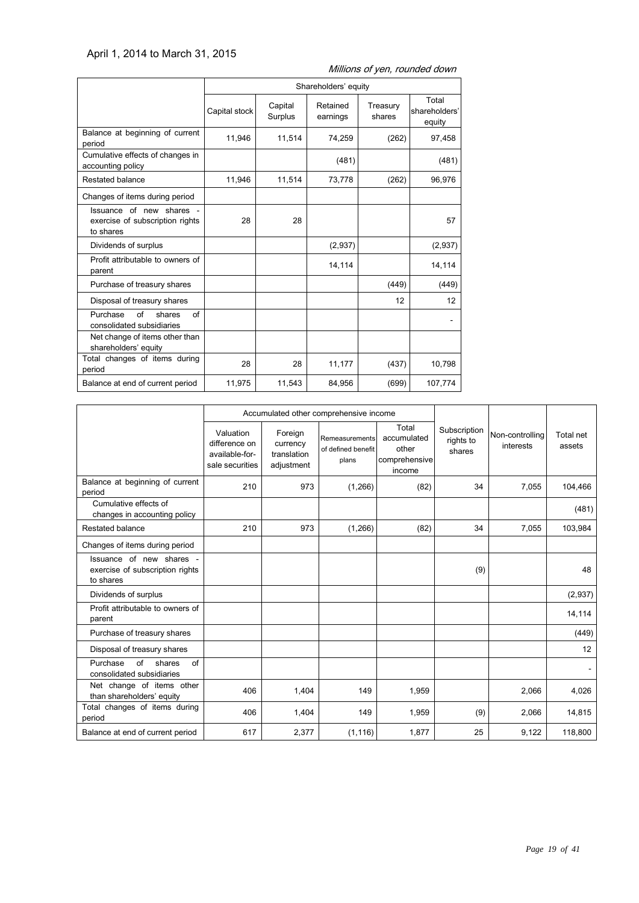April 1, 2014 to March 31, 2015

*Millions of yen, rounded down*

| | Shareholders' equity | | | | |
|---|---|---|---|---|---|
| | Capital stock | Capital Surplus | Retained earnings | Treasury shares | Total shareholders' equity |
| Balance at beginning of current period | 11,946 | 11,514 | 74,259 | (262) | 97,458 |
| Cumulative effects of changes in accounting policy | | | (481) | | (481) |
| Restated balance | 11,946 | 11,514 | 73,778 | (262) | 96,976 |
| Changes of items during period | | | | | |
| Issuance of new shares - exercise of subscription rights to shares | 28 | 28 | | | 57 |
| Dividends of surplus | | | (2,937) | | (2,937) |
| Profit attributable to owners of parent | | | 14,114 | | 14,114 |
| Purchase of treasury shares | | | | (449) | (449) |
| Disposal of treasury shares | | | | 12 | 12 |
| Purchase of shares of consolidated subsidiaries | | | | | - |
| Net change of items other than shareholders' equity | | | | | |
| Total changes of items during period | 28 | 28 | 11,177 | (437) | 10,798 |
| Balance at end of current period | 11,975 | 11,543 | 84,956 | (699) | 107,774 |

| | Accumulated other comprehensive income | | | | Subscription rights to shares | Non-controlling interests | Total net assets |
|---|---|---|---|---|---|---|---|
| | Valuation difference on available-for-sale securities | Foreign currency translation adjustment | Remeasurements of defined benefit plans | Total accumulated other comprehensive income | | | |
| Balance at beginning of current period | 210 | 973 | (1,266) | (82) | 34 | 7,055 | 104,466 |
| Cumulative effects of changes in accounting policy | | | | | | | (481) |
| Restated balance | 210 | 973 | (1,266) | (82) | 34 | 7,055 | 103,984 |
| Changes of items during period | | | | | | | |
| Issuance of new shares - exercise of subscription rights to shares | | | | | (9) | | 48 |
| Dividends of surplus | | | | | | | (2,937) |
| Profit attributable to owners of parent | | | | | | | 14,114 |
| Purchase of treasury shares | | | | | | | (449) |
| Disposal of treasury shares | | | | | | | 12 |
| Purchase of shares of consolidated subsidiaries | | | | | | | - |
| Net change of items other than shareholders' equity | 406 | 1,404 | 149 | 1,959 | | 2,066 | 4,026 |
| Total changes of items during period | 406 | 1,404 | 149 | 1,959 | (9) | 2,066 | 14,815 |
| Balance at end of current period | 617 | 2,377 | (1,116) | 1,877 | 25 | 9,122 | 118,800 |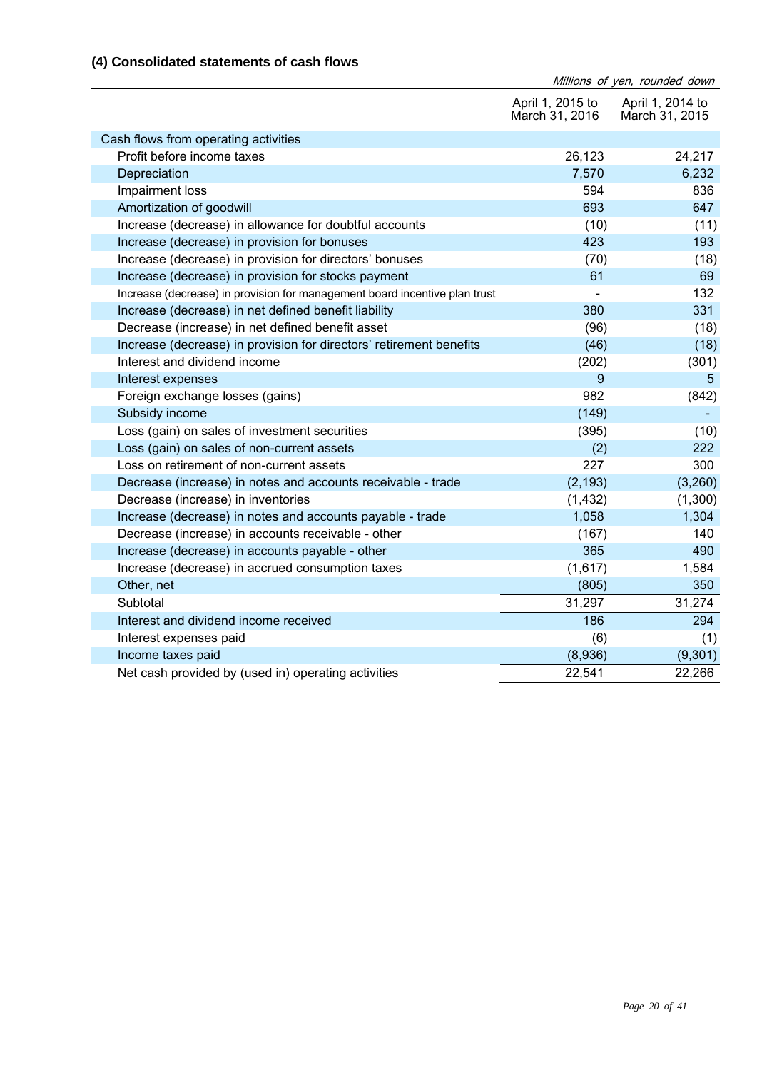### (4) Consolidated statements of cash flows

*Millions of yen, rounded down*

| | April 1, 2015 to March 31, 2016 | April 1, 2014 to March 31, 2015 |
|---|---|---|
| Cash flows from operating activities | | |
| Profit before income taxes | 26,123 | 24,217 |
| Depreciation | 7,570 | 6,232 |
| Impairment loss | 594 | 836 |
| Amortization of goodwill | 693 | 647 |
| Increase (decrease) in allowance for doubtful accounts | (10) | (11) |
| Increase (decrease) in provision for bonuses | 423 | 193 |
| Increase (decrease) in provision for directors' bonuses | (70) | (18) |
| Increase (decrease) in provision for stocks payment | 61 | 69 |
| Increase (decrease) in provision for management board incentive plan trust | - | 132 |
| Increase (decrease) in net defined benefit liability | 380 | 331 |
| Decrease (increase) in net defined benefit asset | (96) | (18) |
| Increase (decrease) in provision for directors' retirement benefits | (46) | (18) |
| Interest and dividend income | (202) | (301) |
| Interest expenses | 9 | 5 |
| Foreign exchange losses (gains) | 982 | (842) |
| Subsidy income | (149) | - |
| Loss (gain) on sales of investment securities | (395) | (10) |
| Loss (gain) on sales of non-current assets | (2) | 222 |
| Loss on retirement of non-current assets | 227 | 300 |
| Decrease (increase) in notes and accounts receivable - trade | (2,193) | (3,260) |
| Decrease (increase) in inventories | (1,432) | (1,300) |
| Increase (decrease) in notes and accounts payable - trade | 1,058 | 1,304 |
| Decrease (increase) in accounts receivable - other | (167) | 140 |
| Increase (decrease) in accounts payable - other | 365 | 490 |
| Increase (decrease) in accrued consumption taxes | (1,617) | 1,584 |
| Other, net | (805) | 350 |
| Subtotal | 31,297 | 31,274 |
| Interest and dividend income received | 186 | 294 |
| Interest expenses paid | (6) | (1) |
| Income taxes paid | (8,936) | (9,301) |
| Net cash provided by (used in) operating activities | 22,541 | 22,266 |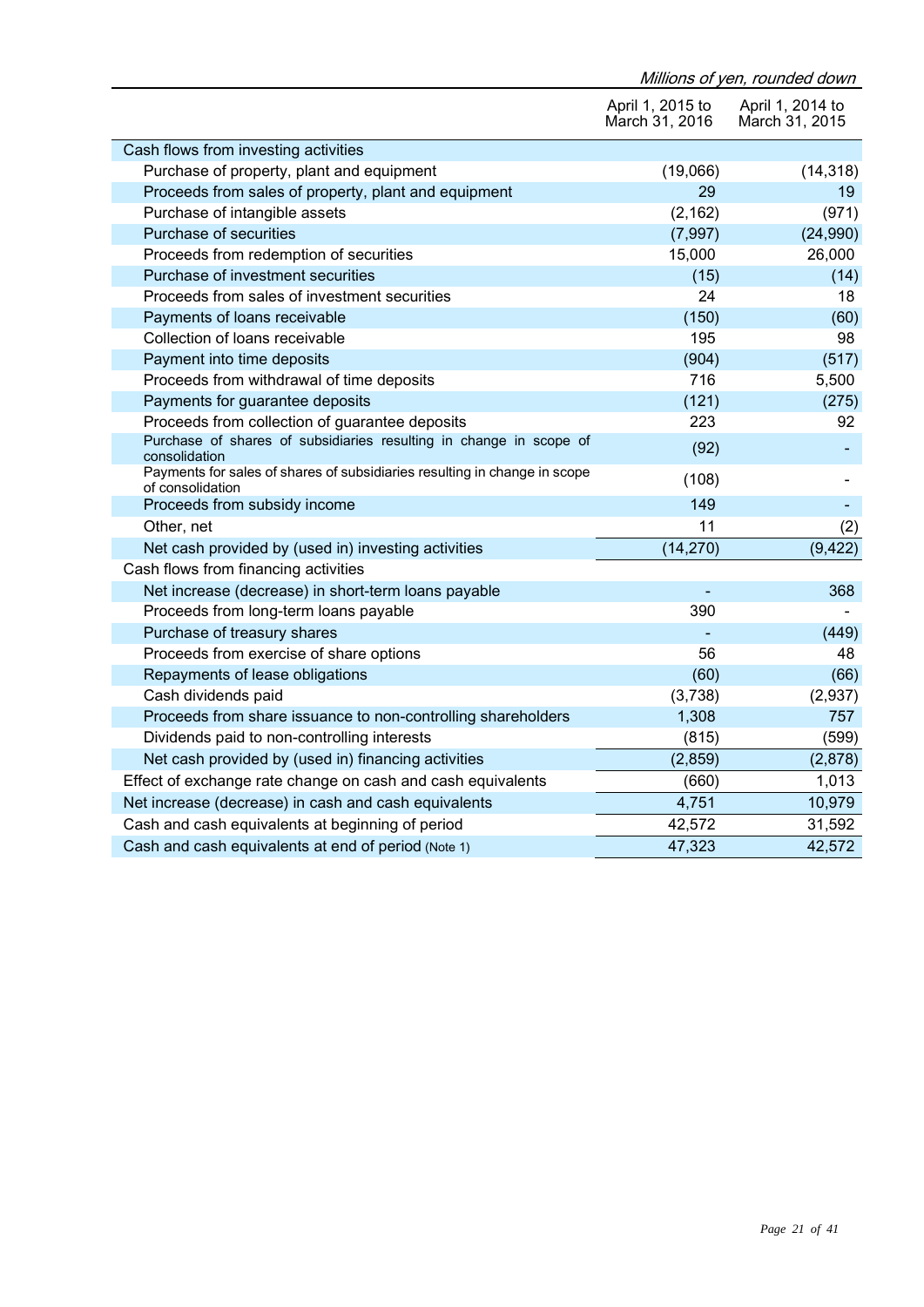*Millions of yen, rounded down*

| | April 1, 2015 to March 31, 2016 | April 1, 2014 to March 31, 2015 |
|---|---|---|
| Cash flows from investing activities | | |
| Purchase of property, plant and equipment | (19,066) | (14,318) |
| Proceeds from sales of property, plant and equipment | 29 | 19 |
| Purchase of intangible assets | (2,162) | (971) |
| Purchase of securities | (7,997) | (24,990) |
| Proceeds from redemption of securities | 15,000 | 26,000 |
| Purchase of investment securities | (15) | (14) |
| Proceeds from sales of investment securities | 24 | 18 |
| Payments of loans receivable | (150) | (60) |
| Collection of loans receivable | 195 | 98 |
| Payment into time deposits | (904) | (517) |
| Proceeds from withdrawal of time deposits | 716 | 5,500 |
| Payments for guarantee deposits | (121) | (275) |
| Proceeds from collection of guarantee deposits | 223 | 92 |
| Purchase of shares of subsidiaries resulting in change in scope of consolidation | (92) | - |
| Payments for sales of shares of subsidiaries resulting in change in scope of consolidation | (108) | - |
| Proceeds from subsidy income | 149 | - |
| Other, net | 11 | (2) |
| Net cash provided by (used in) investing activities | (14,270) | (9,422) |
| Cash flows from financing activities | | |
| Net increase (decrease) in short-term loans payable | - | 368 |
| Proceeds from long-term loans payable | 390 | - |
| Purchase of treasury shares | - | (449) |
| Proceeds from exercise of share options | 56 | 48 |
| Repayments of lease obligations | (60) | (66) |
| Cash dividends paid | (3,738) | (2,937) |
| Proceeds from share issuance to non-controlling shareholders | 1,308 | 757 |
| Dividends paid to non-controlling interests | (815) | (599) |
| Net cash provided by (used in) financing activities | (2,859) | (2,878) |
| Effect of exchange rate change on cash and cash equivalents | (660) | 1,013 |
| Net increase (decrease) in cash and cash equivalents | 4,751 | 10,979 |
| Cash and cash equivalents at beginning of period | 42,572 | 31,592 |
| Cash and cash equivalents at end of period (Note 1) | 47,323 | 42,572 |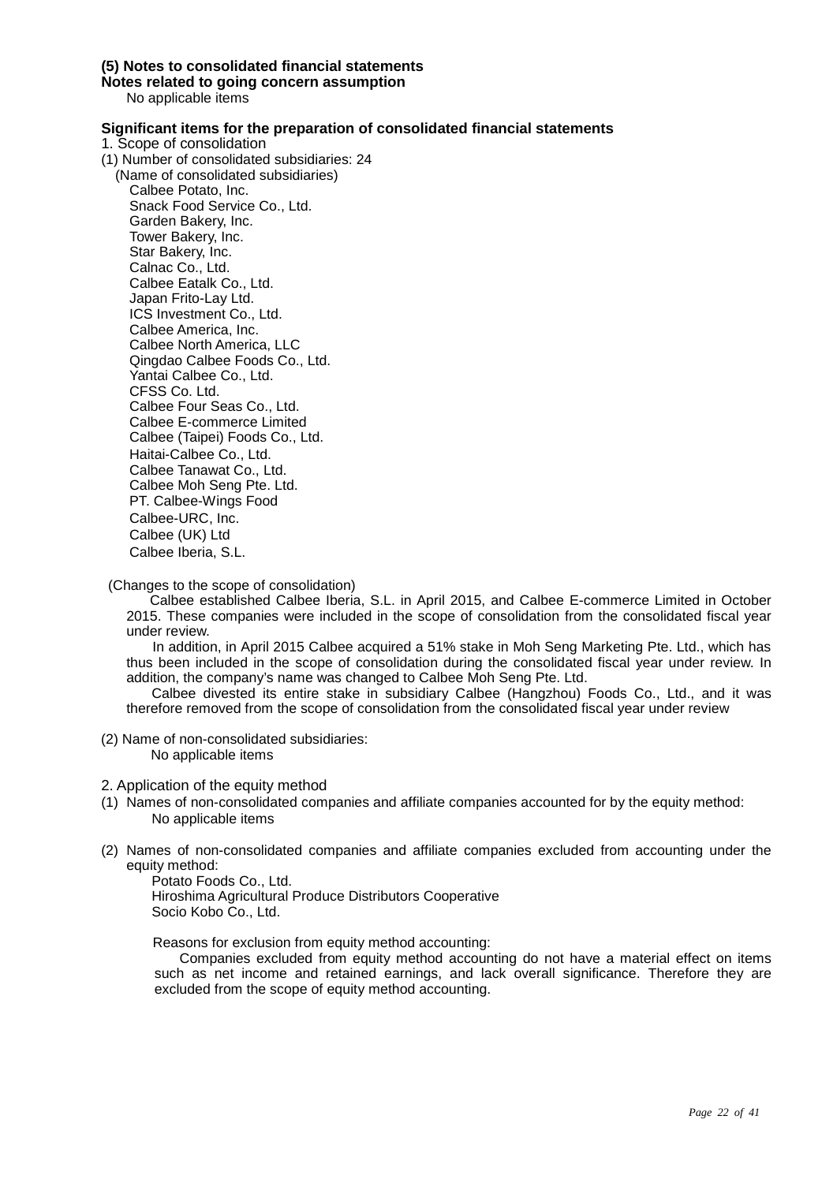### (5) Notes to consolidated financial statements

**Notes related to going concern assumption**

No applicable items

**Significant items for the preparation of consolidated financial statements**

1. Scope of consolidation

(1) Number of consolidated subsidiaries: 24

(Name of consolidated subsidiaries)

- Calbee Potato, Inc.
- Snack Food Service Co., Ltd.
- Garden Bakery, Inc.
- Tower Bakery, Inc.
- Star Bakery, Inc.
- Calnac Co., Ltd.
- Calbee Eatalk Co., Ltd.
- Japan Frito-Lay Ltd.
- ICS Investment Co., Ltd.
- Calbee America, Inc.
- Calbee North America, LLC
- Qingdao Calbee Foods Co., Ltd.
- Yantai Calbee Co., Ltd.
- CFSS Co. Ltd.
- Calbee Four Seas Co., Ltd.
- Calbee E-commerce Limited
- Calbee (Taipei) Foods Co., Ltd.
- Haitai-Calbee Co., Ltd.
- Calbee Tanawat Co., Ltd.
- Calbee Moh Seng Pte. Ltd.
- PT. Calbee-Wings Food
- Calbee-URC, Inc.
- Calbee (UK) Ltd
- Calbee Iberia, S.L.

(Changes to the scope of consolidation)

Calbee established Calbee Iberia, S.L. in April 2015, and Calbee E-commerce Limited in October 2015. These companies were included in the scope of consolidation from the consolidated fiscal year under review.

In addition, in April 2015 Calbee acquired a 51% stake in Moh Seng Marketing Pte. Ltd., which has thus been included in the scope of consolidation during the consolidated fiscal year under review. In addition, the company's name was changed to Calbee Moh Seng Pte. Ltd.

Calbee divested its entire stake in subsidiary Calbee (Hangzhou) Foods Co., Ltd., and it was therefore removed from the scope of consolidation from the consolidated fiscal year under review

(2) Name of non-consolidated subsidiaries:

No applicable items

2. Application of the equity method

(1) Names of non-consolidated companies and affiliate companies accounted for by the equity method:

No applicable items

(2) Names of non-consolidated companies and affiliate companies excluded from accounting under the equity method:

- Potato Foods Co., Ltd.
- Hiroshima Agricultural Produce Distributors Cooperative
- Socio Kobo Co., Ltd.

Reasons for exclusion from equity method accounting:

Companies excluded from equity method accounting do not have a material effect on items such as net income and retained earnings, and lack overall significance. Therefore they are excluded from the scope of equity method accounting.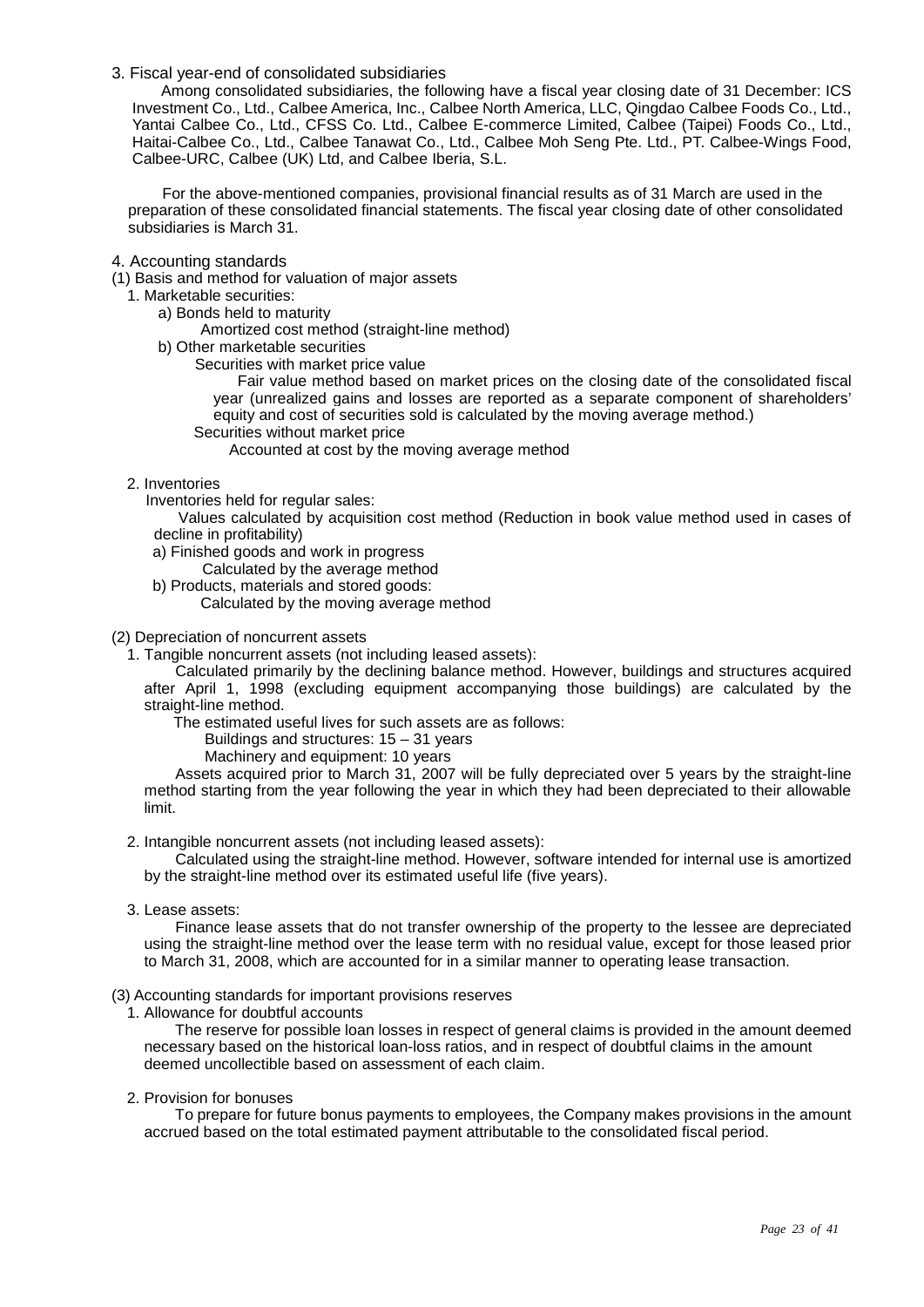3. Fiscal year-end of consolidated subsidiaries

Among consolidated subsidiaries, the following have a fiscal year closing date of 31 December: ICS Investment Co., Ltd., Calbee America, Inc., Calbee North America, LLC, Qingdao Calbee Foods Co., Ltd., Yantai Calbee Co., Ltd., CFSS Co. Ltd., Calbee E-commerce Limited, Calbee (Taipei) Foods Co., Ltd., Haitai-Calbee Co., Ltd., Calbee Tanawat Co., Ltd., Calbee Moh Seng Pte. Ltd., PT. Calbee-Wings Food, Calbee-URC, Calbee (UK) Ltd, and Calbee Iberia, S.L.

For the above-mentioned companies, provisional financial results as of 31 March are used in the preparation of these consolidated financial statements. The fiscal year closing date of other consolidated subsidiaries is March 31.

4. Accounting standards

(1) Basis and method for valuation of major assets

1. Marketable securities:
   - a) Bonds held to maturity
     - Amortized cost method (straight-line method)
   - b) Other marketable securities
     - Securities with market price value
       - Fair value method based on market prices on the closing date of the consolidated fiscal year (unrealized gains and losses are reported as a separate component of shareholders' equity and cost of securities sold is calculated by the moving average method.)
     - Securities without market price
       - Accounted at cost by the moving average method

2. Inventories

   Inventories held for regular sales:

   Values calculated by acquisition cost method (Reduction in book value method used in cases of decline in profitability)

   - a) Finished goods and work in progress
     - Calculated by the average method
   - b) Products, materials and stored goods:
     - Calculated by the moving average method

(2) Depreciation of noncurrent assets

1. Tangible noncurrent assets (not including leased assets):

   Calculated primarily by the declining balance method. However, buildings and structures acquired after April 1, 1998 (excluding equipment accompanying those buildings) are calculated by the straight-line method.

   The estimated useful lives for such assets are as follows:

   Buildings and structures: 15 – 31 years

   Machinery and equipment: 10 years

   Assets acquired prior to March 31, 2007 will be fully depreciated over 5 years by the straight-line method starting from the year following the year in which they had been depreciated to their allowable limit.

2. Intangible noncurrent assets (not including leased assets):

   Calculated using the straight-line method. However, software intended for internal use is amortized by the straight-line method over its estimated useful life (five years).

3. Lease assets:

   Finance lease assets that do not transfer ownership of the property to the lessee are depreciated using the straight-line method over the lease term with no residual value, except for those leased prior to March 31, 2008, which are accounted for in a similar manner to operating lease transaction.

(3) Accounting standards for important provisions reserves

1. Allowance for doubtful accounts

   The reserve for possible loan losses in respect of general claims is provided in the amount deemed necessary based on the historical loan-loss ratios, and in respect of doubtful claims in the amount deemed uncollectible based on assessment of each claim.

2. Provision for bonuses

   To prepare for future bonus payments to employees, the Company makes provisions in the amount accrued based on the total estimated payment attributable to the consolidated fiscal period.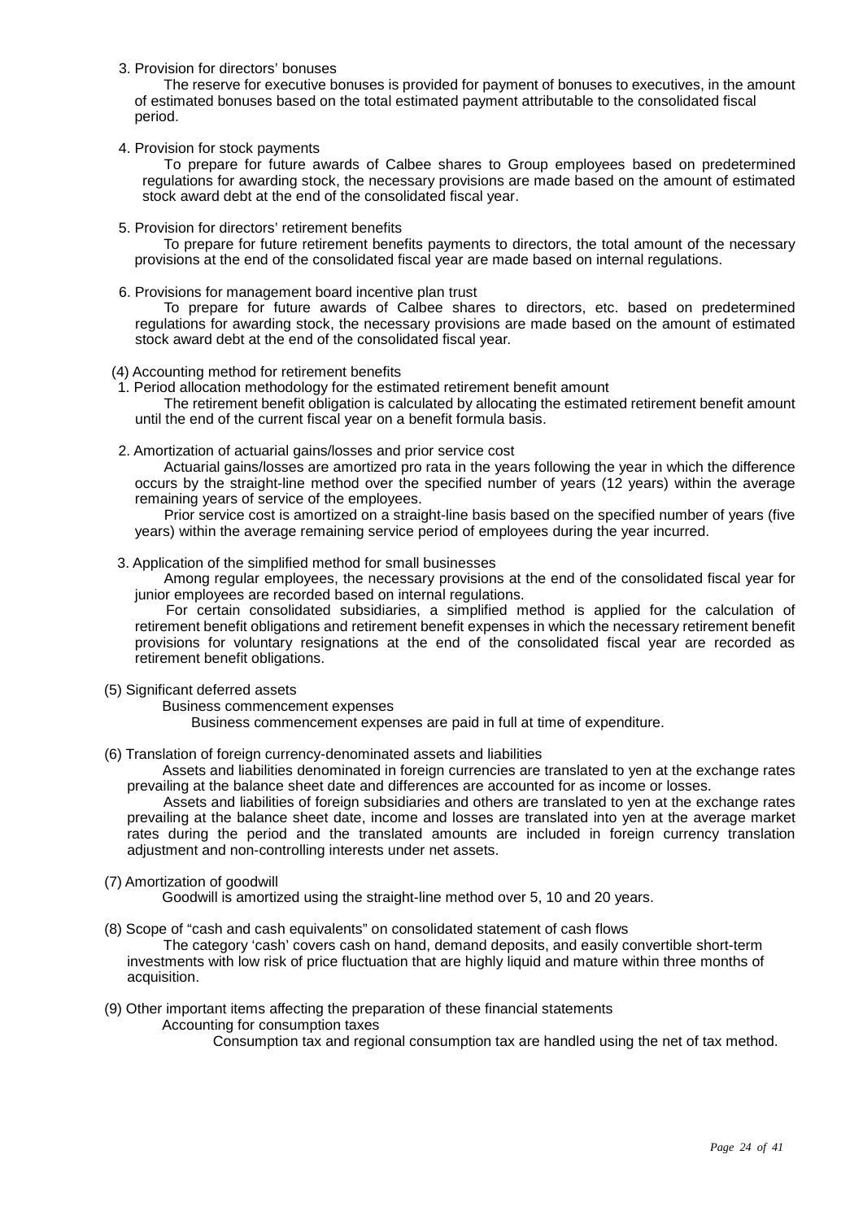3. Provision for directors' bonuses

The reserve for executive bonuses is provided for payment of bonuses to executives, in the amount of estimated bonuses based on the total estimated payment attributable to the consolidated fiscal period.

4. Provision for stock payments

To prepare for future awards of Calbee shares to Group employees based on predetermined regulations for awarding stock, the necessary provisions are made based on the amount of estimated stock award debt at the end of the consolidated fiscal year.

5. Provision for directors' retirement benefits

To prepare for future retirement benefits payments to directors, the total amount of the necessary provisions at the end of the consolidated fiscal year are made based on internal regulations.

6. Provisions for management board incentive plan trust

To prepare for future awards of Calbee shares to directors, etc. based on predetermined regulations for awarding stock, the necessary provisions are made based on the amount of estimated stock award debt at the end of the consolidated fiscal year.

(4) Accounting method for retirement benefits

1. Period allocation methodology for the estimated retirement benefit amount

The retirement benefit obligation is calculated by allocating the estimated retirement benefit amount until the end of the current fiscal year on a benefit formula basis.

2. Amortization of actuarial gains/losses and prior service cost

Actuarial gains/losses are amortized pro rata in the years following the year in which the difference occurs by the straight-line method over the specified number of years (12 years) within the average remaining years of service of the employees.

Prior service cost is amortized on a straight-line basis based on the specified number of years (five years) within the average remaining service period of employees during the year incurred.

3. Application of the simplified method for small businesses

Among regular employees, the necessary provisions at the end of the consolidated fiscal year for junior employees are recorded based on internal regulations.

For certain consolidated subsidiaries, a simplified method is applied for the calculation of retirement benefit obligations and retirement benefit expenses in which the necessary retirement benefit provisions for voluntary resignations at the end of the consolidated fiscal year are recorded as retirement benefit obligations.

(5) Significant deferred assets

Business commencement expenses

Business commencement expenses are paid in full at time of expenditure.

(6) Translation of foreign currency-denominated assets and liabilities

Assets and liabilities denominated in foreign currencies are translated to yen at the exchange rates prevailing at the balance sheet date and differences are accounted for as income or losses.

Assets and liabilities of foreign subsidiaries and others are translated to yen at the exchange rates prevailing at the balance sheet date, income and losses are translated into yen at the average market rates during the period and the translated amounts are included in foreign currency translation adjustment and non-controlling interests under net assets.

(7) Amortization of goodwill

Goodwill is amortized using the straight-line method over 5, 10 and 20 years.

(8) Scope of "cash and cash equivalents" on consolidated statement of cash flows

The category 'cash' covers cash on hand, demand deposits, and easily convertible short-term investments with low risk of price fluctuation that are highly liquid and mature within three months of acquisition.

(9) Other important items affecting the preparation of these financial statements

Accounting for consumption taxes

Consumption tax and regional consumption tax are handled using the net of tax method.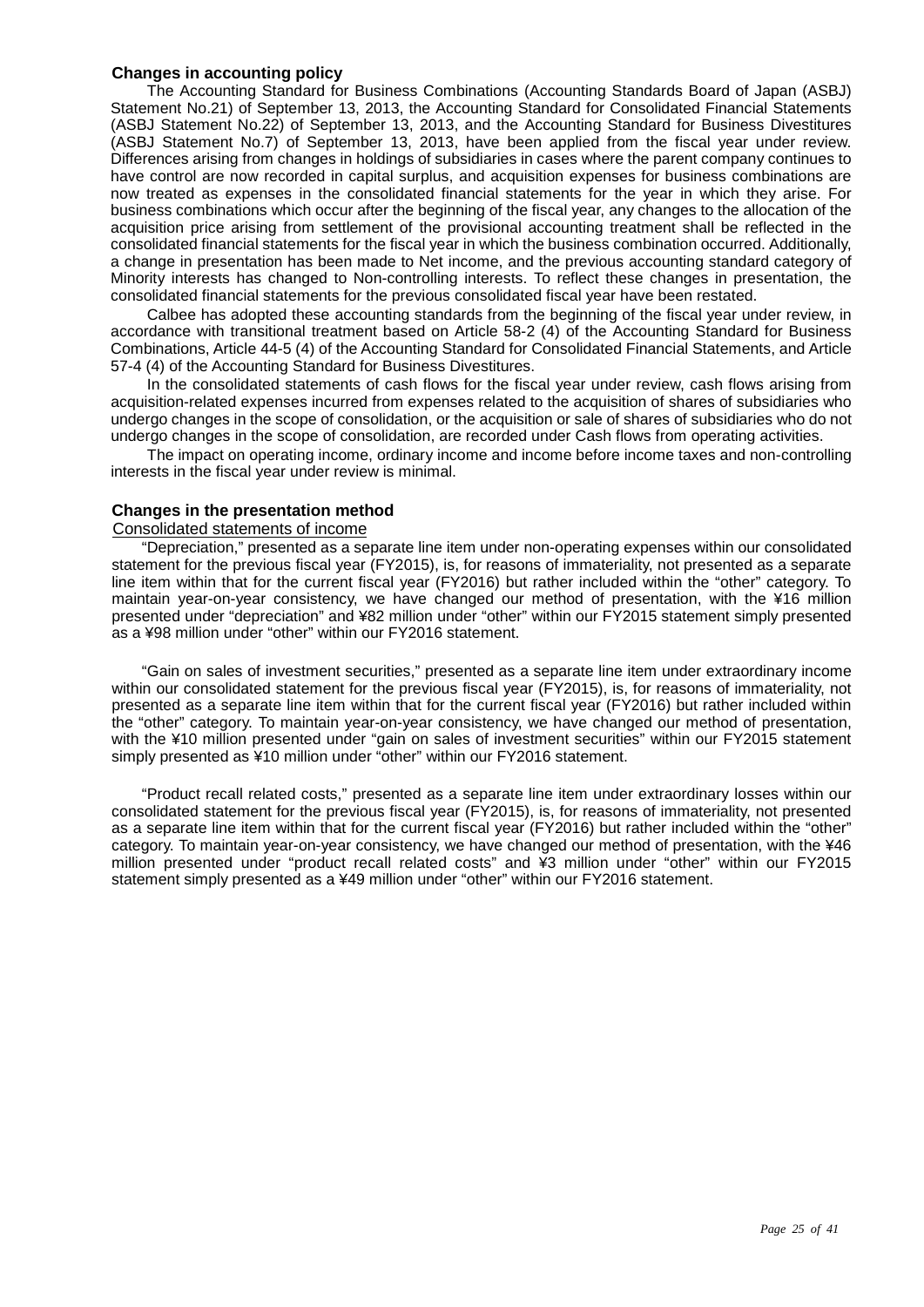## Changes in accounting policy

The Accounting Standard for Business Combinations (Accounting Standards Board of Japan (ASBJ) Statement No.21) of September 13, 2013, the Accounting Standard for Consolidated Financial Statements (ASBJ Statement No.22) of September 13, 2013, and the Accounting Standard for Business Divestitures (ASBJ Statement No.7) of September 13, 2013, have been applied from the fiscal year under review. Differences arising from changes in holdings of subsidiaries in cases where the parent company continues to have control are now recorded in capital surplus, and acquisition expenses for business combinations are now treated as expenses in the consolidated financial statements for the year in which they arise. For business combinations which occur after the beginning of the fiscal year, any changes to the allocation of the acquisition price arising from settlement of the provisional accounting treatment shall be reflected in the consolidated financial statements for the fiscal year in which the business combination occurred. Additionally, a change in presentation has been made to Net income, and the previous accounting standard category of Minority interests has changed to Non-controlling interests. To reflect these changes in presentation, the consolidated financial statements for the previous consolidated fiscal year have been restated.

Calbee has adopted these accounting standards from the beginning of the fiscal year under review, in accordance with transitional treatment based on Article 58-2 (4) of the Accounting Standard for Business Combinations, Article 44-5 (4) of the Accounting Standard for Consolidated Financial Statements, and Article 57-4 (4) of the Accounting Standard for Business Divestitures.

In the consolidated statements of cash flows for the fiscal year under review, cash flows arising from acquisition-related expenses incurred from expenses related to the acquisition of shares of subsidiaries who undergo changes in the scope of consolidation, or the acquisition or sale of shares of subsidiaries who do not undergo changes in the scope of consolidation, are recorded under Cash flows from operating activities.

The impact on operating income, ordinary income and income before income taxes and non-controlling interests in the fiscal year under review is minimal.

## Changes in the presentation method

Consolidated statements of income

"Depreciation," presented as a separate line item under non-operating expenses within our consolidated statement for the previous fiscal year (FY2015), is, for reasons of immateriality, not presented as a separate line item within that for the current fiscal year (FY2016) but rather included within the "other" category. To maintain year-on-year consistency, we have changed our method of presentation, with the ¥16 million presented under "depreciation" and ¥82 million under "other" within our FY2015 statement simply presented as a ¥98 million under "other" within our FY2016 statement.

"Gain on sales of investment securities," presented as a separate line item under extraordinary income within our consolidated statement for the previous fiscal year (FY2015), is, for reasons of immateriality, not presented as a separate line item within that for the current fiscal year (FY2016) but rather included within the "other" category. To maintain year-on-year consistency, we have changed our method of presentation, with the ¥10 million presented under "gain on sales of investment securities" within our FY2015 statement simply presented as ¥10 million under "other" within our FY2016 statement.

"Product recall related costs," presented as a separate line item under extraordinary losses within our consolidated statement for the previous fiscal year (FY2015), is, for reasons of immateriality, not presented as a separate line item within that for the current fiscal year (FY2016) but rather included within the "other" category. To maintain year-on-year consistency, we have changed our method of presentation, with the ¥46 million presented under "product recall related costs" and ¥3 million under "other" within our FY2015 statement simply presented as a ¥49 million under "other" within our FY2016 statement.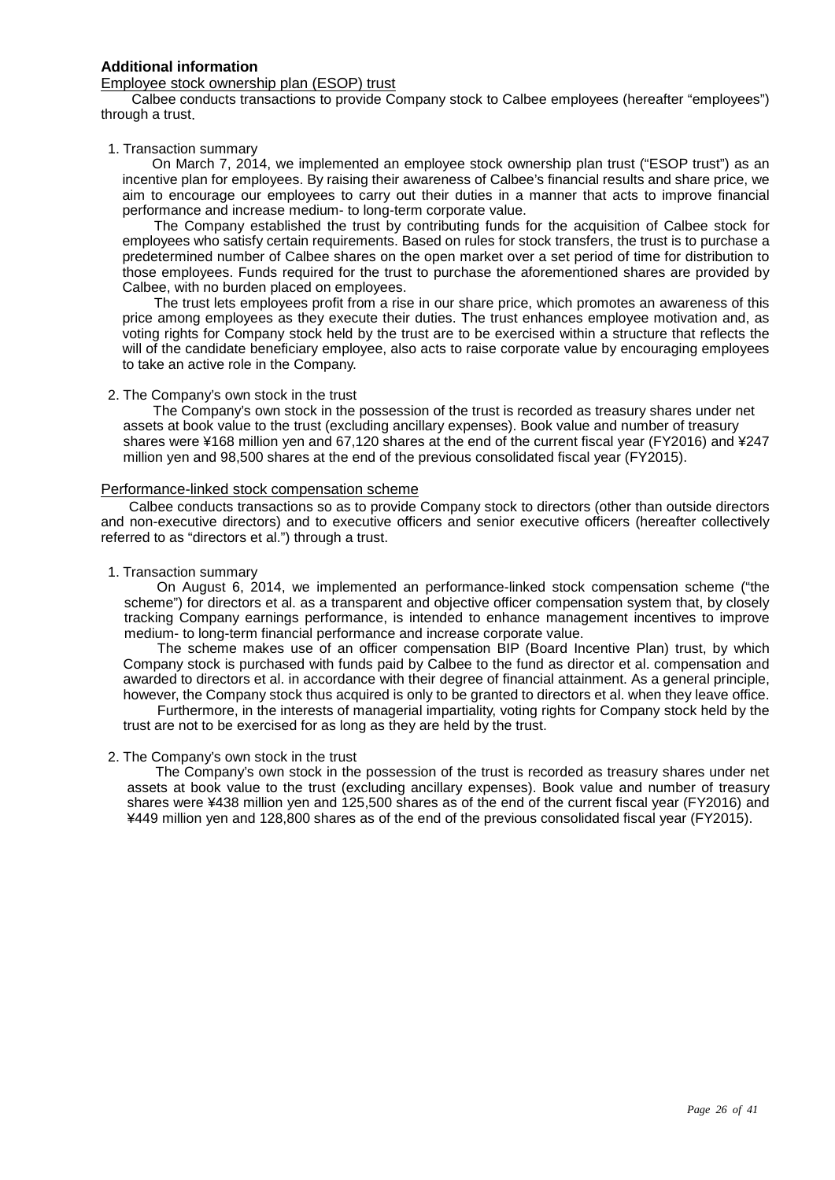**Additional information**

Employee stock ownership plan (ESOP) trust

Calbee conducts transactions to provide Company stock to Calbee employees (hereafter “employees”) through a trust.

1. Transaction summary

On March 7, 2014, we implemented an employee stock ownership plan trust (“ESOP trust”) as an incentive plan for employees. By raising their awareness of Calbee’s financial results and share price, we aim to encourage our employees to carry out their duties in a manner that acts to improve financial performance and increase medium- to long-term corporate value.

The Company established the trust by contributing funds for the acquisition of Calbee stock for employees who satisfy certain requirements. Based on rules for stock transfers, the trust is to purchase a predetermined number of Calbee shares on the open market over a set period of time for distribution to those employees. Funds required for the trust to purchase the aforementioned shares are provided by Calbee, with no burden placed on employees.

The trust lets employees profit from a rise in our share price, which promotes an awareness of this price among employees as they execute their duties. The trust enhances employee motivation and, as voting rights for Company stock held by the trust are to be exercised within a structure that reflects the will of the candidate beneficiary employee, also acts to raise corporate value by encouraging employees to take an active role in the Company.

2. The Company’s own stock in the trust

The Company’s own stock in the possession of the trust is recorded as treasury shares under net assets at book value to the trust (excluding ancillary expenses). Book value and number of treasury shares were ¥168 million yen and 67,120 shares at the end of the current fiscal year (FY2016) and ¥247 million yen and 98,500 shares at the end of the previous consolidated fiscal year (FY2015).

Performance-linked stock compensation scheme

Calbee conducts transactions so as to provide Company stock to directors (other than outside directors and non-executive directors) and to executive officers and senior executive officers (hereafter collectively referred to as “directors et al.”) through a trust.

1. Transaction summary

On August 6, 2014, we implemented an performance-linked stock compensation scheme (“the scheme”) for directors et al. as a transparent and objective officer compensation system that, by closely tracking Company earnings performance, is intended to enhance management incentives to improve medium- to long-term financial performance and increase corporate value.

The scheme makes use of an officer compensation BIP (Board Incentive Plan) trust, by which Company stock is purchased with funds paid by Calbee to the fund as director et al. compensation and awarded to directors et al. in accordance with their degree of financial attainment. As a general principle, however, the Company stock thus acquired is only to be granted to directors et al. when they leave office.

Furthermore, in the interests of managerial impartiality, voting rights for Company stock held by the trust are not to be exercised for as long as they are held by the trust.

2. The Company’s own stock in the trust

The Company’s own stock in the possession of the trust is recorded as treasury shares under net assets at book value to the trust (excluding ancillary expenses). Book value and number of treasury shares were ¥438 million yen and 125,500 shares as of the end of the current fiscal year (FY2016) and ¥449 million yen and 128,800 shares as of the end of the previous consolidated fiscal year (FY2015).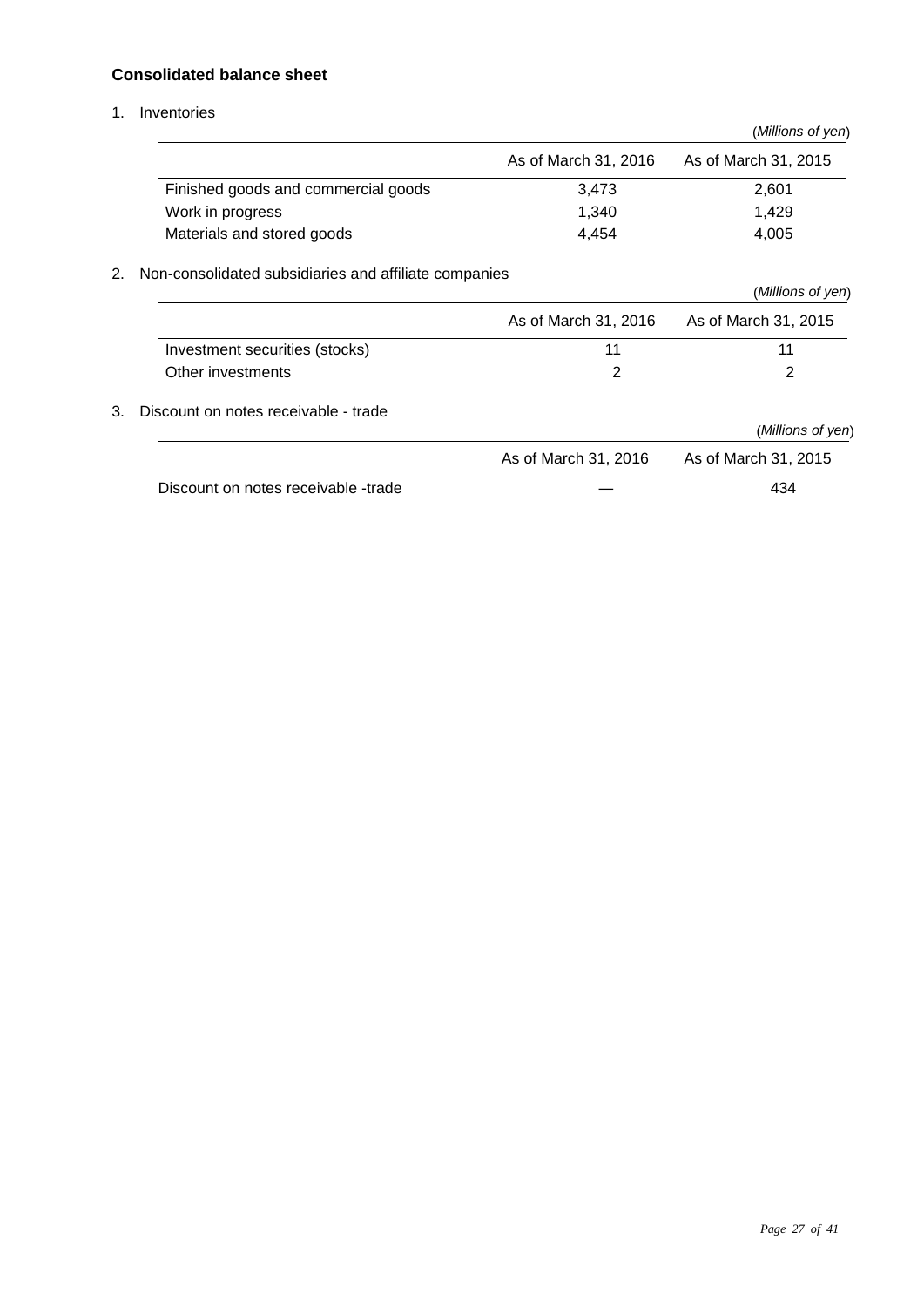## Consolidated balance sheet

1. Inventories

(*Millions of yen*)

| | As of March 31, 2016 | As of March 31, 2015 |
|---|---|---|
| Finished goods and commercial goods | 3,473 | 2,601 |
| Work in progress | 1,340 | 1,429 |
| Materials and stored goods | 4,454 | 4,005 |

2. Non-consolidated subsidiaries and affiliate companies

(*Millions of yen*)

| | As of March 31, 2016 | As of March 31, 2015 |
|---|---|---|
| Investment securities (stocks) | 11 | 11 |
| Other investments | 2 | 2 |

3. Discount on notes receivable - trade

(*Millions of yen*)

| | As of March 31, 2016 | As of March 31, 2015 |
|---|---|---|
| Discount on notes receivable -trade | — | 434 |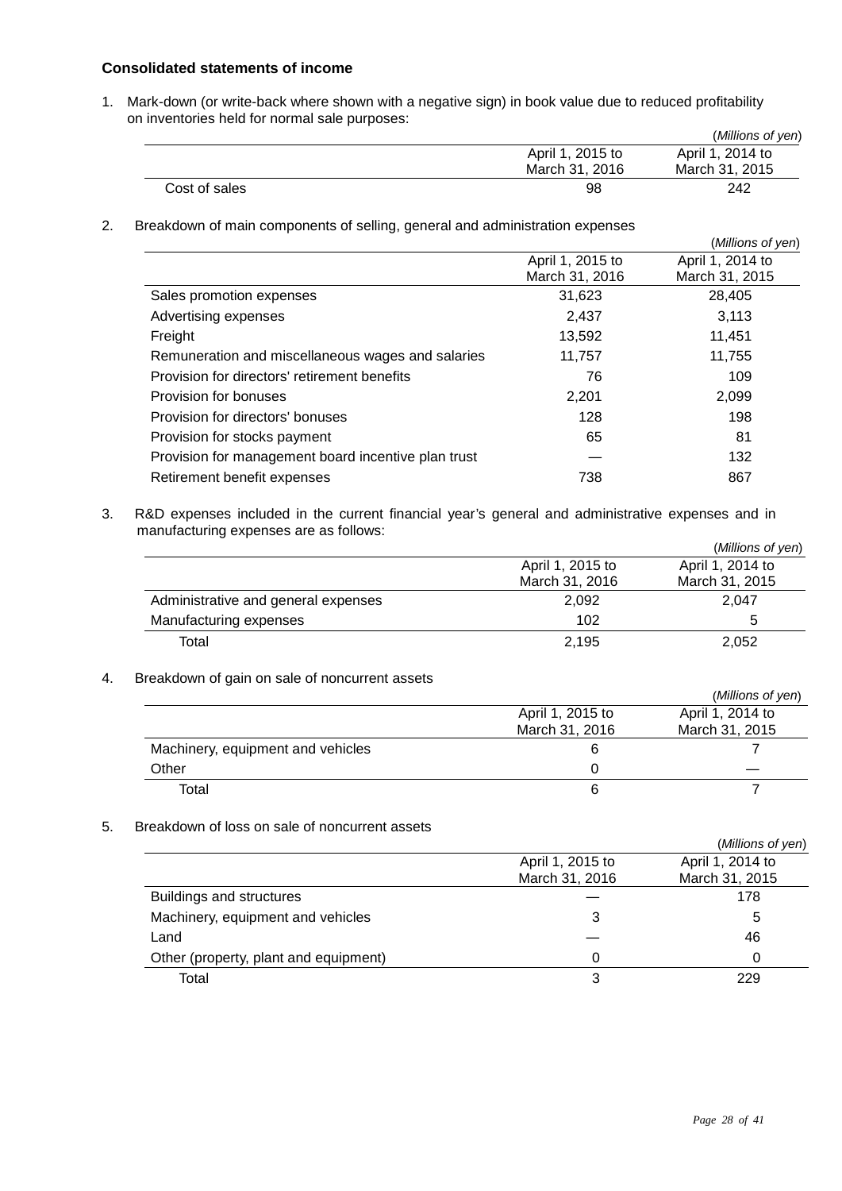**Consolidated statements of income**

1. Mark-down (or write-back where shown with a negative sign) in book value due to reduced profitability on inventories held for normal sale purposes:

(*Millions of yen*)

| | April 1, 2015 to March 31, 2016 | April 1, 2014 to March 31, 2015 |
|---|---|---|
| Cost of sales | 98 | 242 |

2. Breakdown of main components of selling, general and administration expenses

(*Millions of yen*)

| | April 1, 2015 to March 31, 2016 | April 1, 2014 to March 31, 2015 |
|---|---|---|
| Sales promotion expenses | 31,623 | 28,405 |
| Advertising expenses | 2,437 | 3,113 |
| Freight | 13,592 | 11,451 |
| Remuneration and miscellaneous wages and salaries | 11,757 | 11,755 |
| Provision for directors' retirement benefits | 76 | 109 |
| Provision for bonuses | 2,201 | 2,099 |
| Provision for directors' bonuses | 128 | 198 |
| Provision for stocks payment | 65 | 81 |
| Provision for management board incentive plan trust | — | 132 |
| Retirement benefit expenses | 738 | 867 |

3. R&D expenses included in the current financial year's general and administrative expenses and in manufacturing expenses are as follows:

(*Millions of yen*)

| | April 1, 2015 to March 31, 2016 | April 1, 2014 to March 31, 2015 |
|---|---|---|
| Administrative and general expenses | 2,092 | 2,047 |
| Manufacturing expenses | 102 | 5 |
| Total | 2,195 | 2,052 |

4. Breakdown of gain on sale of noncurrent assets

(*Millions of yen*)

| | April 1, 2015 to March 31, 2016 | April 1, 2014 to March 31, 2015 |
|---|---|---|
| Machinery, equipment and vehicles | 6 | 7 |
| Other | 0 | — |
| Total | 6 | 7 |

5. Breakdown of loss on sale of noncurrent assets

(*Millions of yen*)

| | April 1, 2015 to March 31, 2016 | April 1, 2014 to March 31, 2015 |
|---|---|---|
| Buildings and structures | — | 178 |
| Machinery, equipment and vehicles | 3 | 5 |
| Land | — | 46 |
| Other (property, plant and equipment) | 0 | 0 |
| Total | 3 | 229 |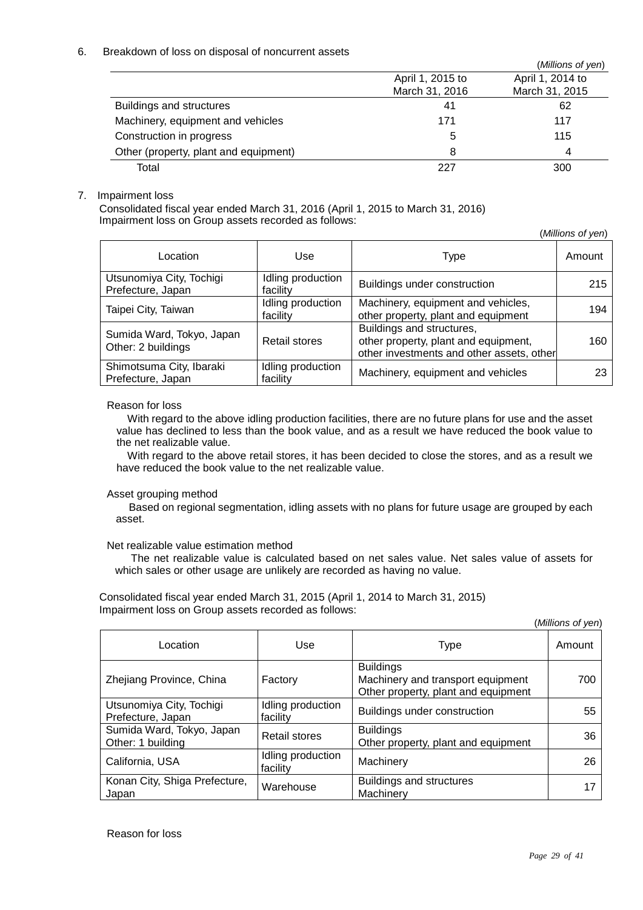6. Breakdown of loss on disposal of noncurrent assets

(*Millions of yen*)

| | April 1, 2015 to March 31, 2016 | April 1, 2014 to March 31, 2015 |
|---|---|---|
| Buildings and structures | 41 | 62 |
| Machinery, equipment and vehicles | 171 | 117 |
| Construction in progress | 5 | 115 |
| Other (property, plant and equipment) | 8 | 4 |
| Total | 227 | 300 |

7. Impairment loss

Consolidated fiscal year ended March 31, 2016 (April 1, 2015 to March 31, 2016)
Impairment loss on Group assets recorded as follows:

(*Millions of yen*)

| Location | Use | Type | Amount |
|---|---|---|---|
| Utsunomiya City, Tochigi Prefecture, Japan | Idling production facility | Buildings under construction | 215 |
| Taipei City, Taiwan | Idling production facility | Machinery, equipment and vehicles, other property, plant and equipment | 194 |
| Sumida Ward, Tokyo, Japan Other: 2 buildings | Retail stores | Buildings and structures, other property, plant and equipment, other investments and other assets, other | 160 |
| Shimotsuma City, Ibaraki Prefecture, Japan | Idling production facility | Machinery, equipment and vehicles | 23 |

Reason for loss

With regard to the above idling production facilities, there are no future plans for use and the asset value has declined to less than the book value, and as a result we have reduced the book value to the net realizable value.

With regard to the above retail stores, it has been decided to close the stores, and as a result we have reduced the book value to the net realizable value.

Asset grouping method

Based on regional segmentation, idling assets with no plans for future usage are grouped by each asset.

Net realizable value estimation method

The net realizable value is calculated based on net sales value. Net sales value of assets for which sales or other usage are unlikely are recorded as having no value.

Consolidated fiscal year ended March 31, 2015 (April 1, 2014 to March 31, 2015)
Impairment loss on Group assets recorded as follows:

(*Millions of yen*)

| Location | Use | Type | Amount |
|---|---|---|---|
| Zhejiang Province, China | Factory | Buildings Machinery and transport equipment Other property, plant and equipment | 700 |
| Utsunomiya City, Tochigi Prefecture, Japan | Idling production facility | Buildings under construction | 55 |
| Sumida Ward, Tokyo, Japan Other: 1 building | Retail stores | Buildings Other property, plant and equipment | 36 |
| California, USA | Idling production facility | Machinery | 26 |
| Konan City, Shiga Prefecture, Japan | Warehouse | Buildings and structures Machinery | 17 |

Reason for loss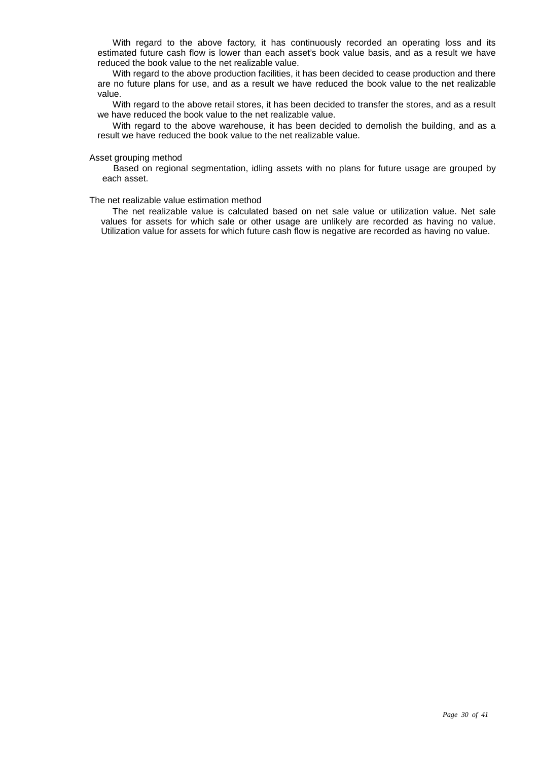With regard to the above factory, it has continuously recorded an operating loss and its estimated future cash flow is lower than each asset's book value basis, and as a result we have reduced the book value to the net realizable value.

With regard to the above production facilities, it has been decided to cease production and there are no future plans for use, and as a result we have reduced the book value to the net realizable value.

With regard to the above retail stores, it has been decided to transfer the stores, and as a result we have reduced the book value to the net realizable value.

With regard to the above warehouse, it has been decided to demolish the building, and as a result we have reduced the book value to the net realizable value.

Asset grouping method

Based on regional segmentation, idling assets with no plans for future usage are grouped by each asset.

The net realizable value estimation method

The net realizable value is calculated based on net sale value or utilization value. Net sale values for assets for which sale or other usage are unlikely are recorded as having no value. Utilization value for assets for which future cash flow is negative are recorded as having no value.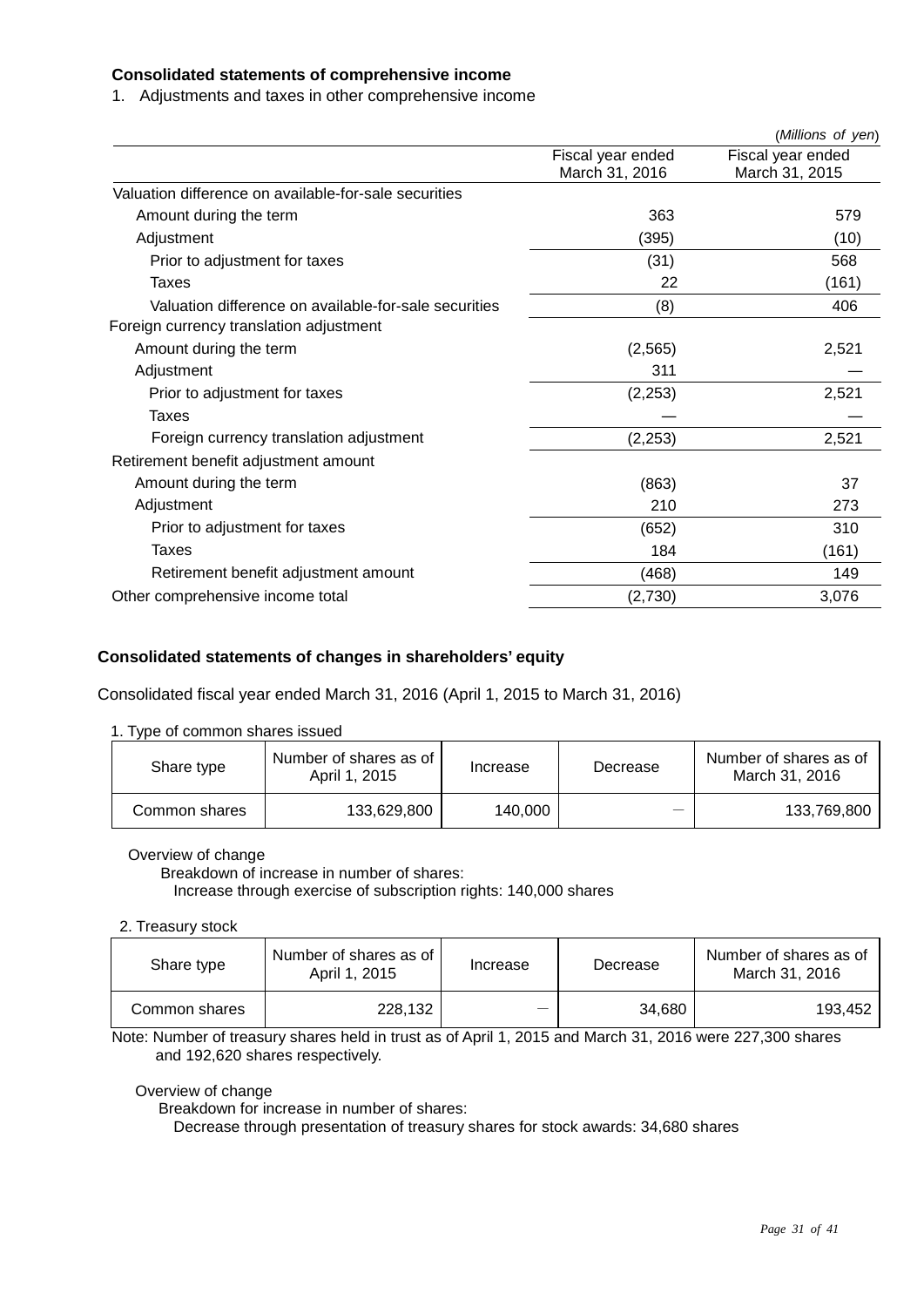**Consolidated statements of comprehensive income**

1. Adjustments and taxes in other comprehensive income

(*Millions of yen*)

| | Fiscal year ended March 31, 2016 | Fiscal year ended March 31, 2015 |
|---|---|---|
| Valuation difference on available-for-sale securities | | |
| Amount during the term | 363 | 579 |
| Adjustment | (395) | (10) |
| Prior to adjustment for taxes | (31) | 568 |
| Taxes | 22 | (161) |
| Valuation difference on available-for-sale securities | (8) | 406 |
| Foreign currency translation adjustment | | |
| Amount during the term | (2,565) | 2,521 |
| Adjustment | 311 | — |
| Prior to adjustment for taxes | (2,253) | 2,521 |
| Taxes | — | — |
| Foreign currency translation adjustment | (2,253) | 2,521 |
| Retirement benefit adjustment amount | | |
| Amount during the term | (863) | 37 |
| Adjustment | 210 | 273 |
| Prior to adjustment for taxes | (652) | 310 |
| Taxes | 184 | (161) |
| Retirement benefit adjustment amount | (468) | 149 |
| Other comprehensive income total | (2,730) | 3,076 |

**Consolidated statements of changes in shareholders' equity**

Consolidated fiscal year ended March 31, 2016 (April 1, 2015 to March 31, 2016)

1. Type of common shares issued

| Share type | Number of shares as of April 1, 2015 | Increase | Decrease | Number of shares as of March 31, 2016 |
|---|---|---|---|---|
| Common shares | 133,629,800 | 140,000 | — | 133,769,800 |

Overview of change

Breakdown of increase in number of shares:

Increase through exercise of subscription rights: 140,000 shares

2. Treasury stock

| Share type | Number of shares as of April 1, 2015 | Increase | Decrease | Number of shares as of March 31, 2016 |
|---|---|---|---|---|
| Common shares | 228,132 | — | 34,680 | 193,452 |

Note: Number of treasury shares held in trust as of April 1, 2015 and March 31, 2016 were 227,300 shares and 192,620 shares respectively.

Overview of change

Breakdown for increase in number of shares:

Decrease through presentation of treasury shares for stock awards: 34,680 shares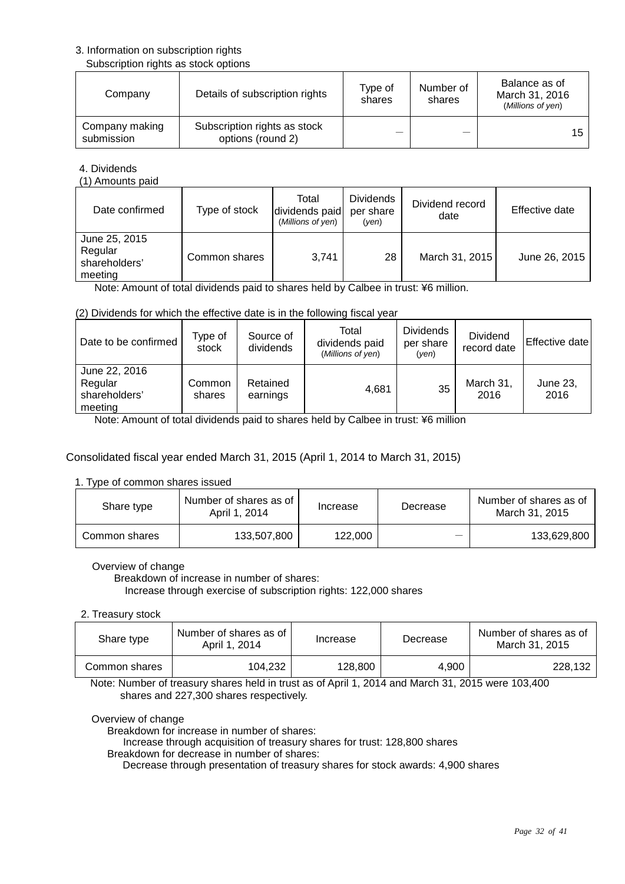3. Information on subscription rights

Subscription rights as stock options

| Company | Details of subscription rights | Type of shares | Number of shares | Balance as of March 31, 2016 (*Millions of yen*) |
|---|---|---|---|---|
| Company making submission | Subscription rights as stock options (round 2) | — | — | 15 |

4. Dividends

(1) Amounts paid

| Date confirmed | Type of stock | Total dividends paid (*Millions of yen*) | Dividends per share (*yen*) | Dividend record date | Effective date |
|---|---|---|---|---|---|
| June 25, 2015 Regular shareholders' meeting | Common shares | 3,741 | 28 | March 31, 2015 | June 26, 2015 |

Note: Amount of total dividends paid to shares held by Calbee in trust: ¥6 million.

(2) Dividends for which the effective date is in the following fiscal year

| Date to be confirmed | Type of stock | Source of dividends | Total dividends paid (*Millions of yen*) | Dividends per share (*yen*) | Dividend record date | Effective date |
|---|---|---|---|---|---|---|
| June 22, 2016 Regular shareholders' meeting | Common shares | Retained earnings | 4,681 | 35 | March 31, 2016 | June 23, 2016 |

Note: Amount of total dividends paid to shares held by Calbee in trust: ¥6 million

Consolidated fiscal year ended March 31, 2015 (April 1, 2014 to March 31, 2015)

1. Type of common shares issued

| Share type | Number of shares as of April 1, 2014 | Increase | Decrease | Number of shares as of March 31, 2015 |
|---|---|---|---|---|
| Common shares | 133,507,800 | 122,000 | — | 133,629,800 |

Overview of change

Breakdown of increase in number of shares:

Increase through exercise of subscription rights: 122,000 shares

2. Treasury stock

| Share type | Number of shares as of April 1, 2014 | Increase | Decrease | Number of shares as of March 31, 2015 |
|---|---|---|---|---|
| Common shares | 104,232 | 128,800 | 4,900 | 228,132 |

Note: Number of treasury shares held in trust as of April 1, 2014 and March 31, 2015 were 103,400 shares and 227,300 shares respectively.

Overview of change

Breakdown for increase in number of shares:

Increase through acquisition of treasury shares for trust: 128,800 shares

Breakdown for decrease in number of shares:

Decrease through presentation of treasury shares for stock awards: 4,900 shares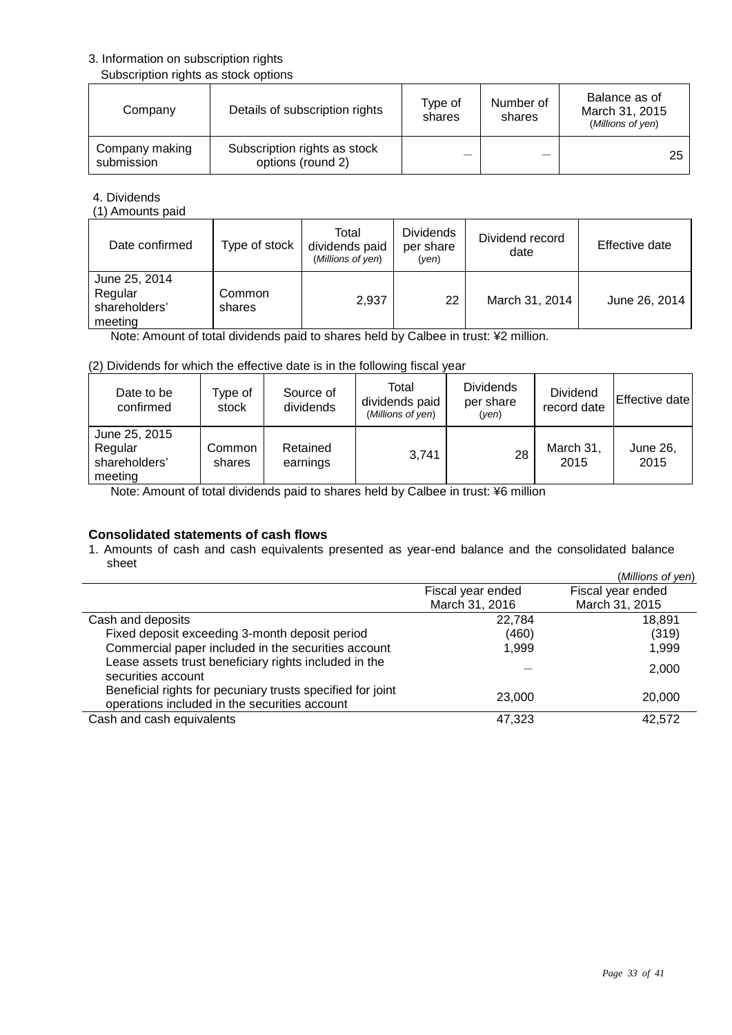3. Information on subscription rights

Subscription rights as stock options

| Company | Details of subscription rights | Type of shares | Number of shares | Balance as of March 31, 2015 (*Millions of yen*) |
|---|---|---|---|---|
| Company making submission | Subscription rights as stock options (round 2) | — | — | 25 |

4. Dividends

(1) Amounts paid

| Date confirmed | Type of stock | Total dividends paid (*Millions of yen*) | Dividends per share (*yen*) | Dividend record date | Effective date |
|---|---|---|---|---|---|
| June 25, 2014 Regular shareholders' meeting | Common shares | 2,937 | 22 | March 31, 2014 | June 26, 2014 |

Note: Amount of total dividends paid to shares held by Calbee in trust: ¥2 million.

(2) Dividends for which the effective date is in the following fiscal year

| Date to be confirmed | Type of stock | Source of dividends | Total dividends paid (*Millions of yen*) | Dividends per share (*yen*) | Dividend record date | Effective date |
|---|---|---|---|---|---|---|
| June 25, 2015 Regular shareholders' meeting | Common shares | Retained earnings | 3,741 | 28 | March 31, 2015 | June 26, 2015 |

Note: Amount of total dividends paid to shares held by Calbee in trust: ¥6 million

**Consolidated statements of cash flows**

1. Amounts of cash and cash equivalents presented as year-end balance and the consolidated balance sheet

(*Millions of yen*)

| | Fiscal year ended March 31, 2016 | Fiscal year ended March 31, 2015 |
|---|---|---|
| Cash and deposits | 22,784 | 18,891 |
| Fixed deposit exceeding 3-month deposit period | (460) | (319) |
| Commercial paper included in the securities account | 1,999 | 1,999 |
| Lease assets trust beneficiary rights included in the securities account | — | 2,000 |
| Beneficial rights for pecuniary trusts specified for joint operations included in the securities account | 23,000 | 20,000 |
| Cash and cash equivalents | 47,323 | 42,572 |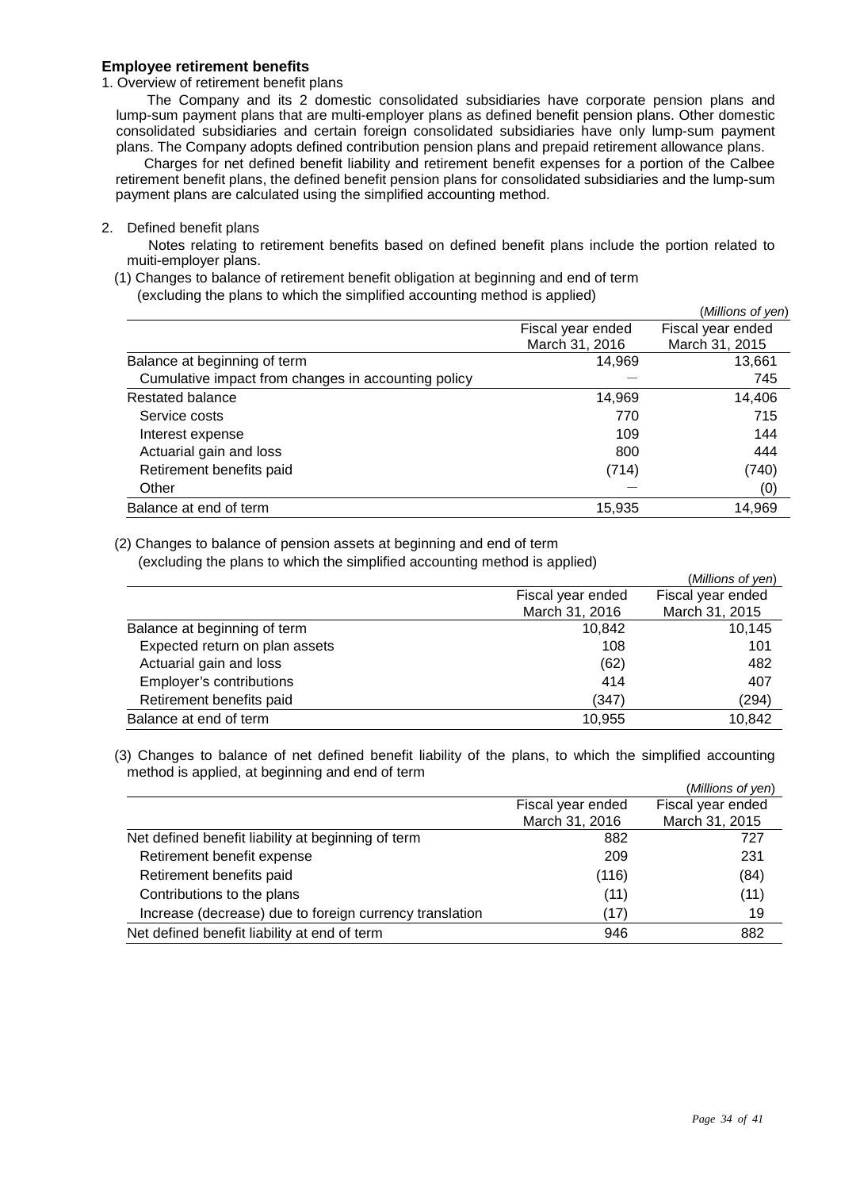**Employee retirement benefits**

1. Overview of retirement benefit plans

The Company and its 2 domestic consolidated subsidiaries have corporate pension plans and lump-sum payment plans that are multi-employer plans as defined benefit pension plans. Other domestic consolidated subsidiaries and certain foreign consolidated subsidiaries have only lump-sum payment plans. The Company adopts defined contribution pension plans and prepaid retirement allowance plans.

Charges for net defined benefit liability and retirement benefit expenses for a portion of the Calbee retirement benefit plans, the defined benefit pension plans for consolidated subsidiaries and the lump-sum payment plans are calculated using the simplified accounting method.

2. Defined benefit plans

Notes relating to retirement benefits based on defined benefit plans include the portion related to muiti-employer plans.

(1) Changes to balance of retirement benefit obligation at beginning and end of term (excluding the plans to which the simplified accounting method is applied)

(*Millions of yen*)

| | Fiscal year ended March 31, 2016 | Fiscal year ended March 31, 2015 |
|---|---|---|
| Balance at beginning of term | 14,969 | 13,661 |
| Cumulative impact from changes in accounting policy | — | 745 |
| Restated balance | 14,969 | 14,406 |
| Service costs | 770 | 715 |
| Interest expense | 109 | 144 |
| Actuarial gain and loss | 800 | 444 |
| Retirement benefits paid | (714) | (740) |
| Other | — | (0) |
| Balance at end of term | 15,935 | 14,969 |

(2) Changes to balance of pension assets at beginning and end of term (excluding the plans to which the simplified accounting method is applied)

(*Millions of yen*)

| | Fiscal year ended March 31, 2016 | Fiscal year ended March 31, 2015 |
|---|---|---|
| Balance at beginning of term | 10,842 | 10,145 |
| Expected return on plan assets | 108 | 101 |
| Actuarial gain and loss | (62) | 482 |
| Employer's contributions | 414 | 407 |
| Retirement benefits paid | (347) | (294) |
| Balance at end of term | 10,955 | 10,842 |

(3) Changes to balance of net defined benefit liability of the plans, to which the simplified accounting method is applied, at beginning and end of term

(*Millions of yen*)

| | Fiscal year ended March 31, 2016 | Fiscal year ended March 31, 2015 |
|---|---|---|
| Net defined benefit liability at beginning of term | 882 | 727 |
| Retirement benefit expense | 209 | 231 |
| Retirement benefits paid | (116) | (84) |
| Contributions to the plans | (11) | (11) |
| Increase (decrease) due to foreign currency translation | (17) | 19 |
| Net defined benefit liability at end of term | 946 | 882 |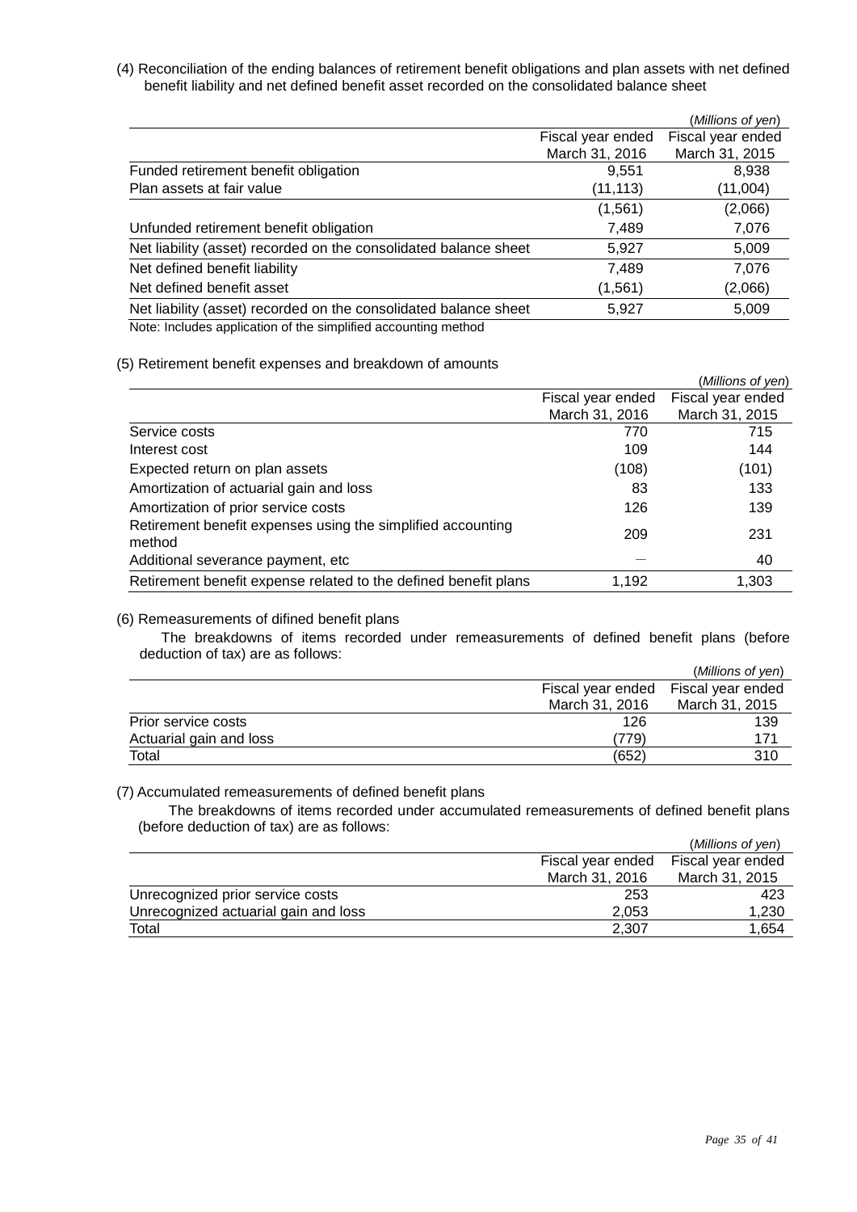(4) Reconciliation of the ending balances of retirement benefit obligations and plan assets with net defined benefit liability and net defined benefit asset recorded on the consolidated balance sheet

(Millions of yen)

| | Fiscal year ended March 31, 2016 | Fiscal year ended March 31, 2015 |
|---|---|---|
| Funded retirement benefit obligation | 9,551 | 8,938 |
| Plan assets at fair value | (11,113) | (11,004) |
| | (1,561) | (2,066) |
| Unfunded retirement benefit obligation | 7,489 | 7,076 |
| Net liability (asset) recorded on the consolidated balance sheet | 5,927 | 5,009 |
| Net defined benefit liability | 7,489 | 7,076 |
| Net defined benefit asset | (1,561) | (2,066) |
| Net liability (asset) recorded on the consolidated balance sheet | 5,927 | 5,009 |

Note: Includes application of the simplified accounting method

(5) Retirement benefit expenses and breakdown of amounts

(Millions of yen)

| | Fiscal year ended March 31, 2016 | Fiscal year ended March 31, 2015 |
|---|---|---|
| Service costs | 770 | 715 |
| Interest cost | 109 | 144 |
| Expected return on plan assets | (108) | (101) |
| Amortization of actuarial gain and loss | 83 | 133 |
| Amortization of prior service costs | 126 | 139 |
| Retirement benefit expenses using the simplified accounting method | 209 | 231 |
| Additional severance payment, etc | — | 40 |
| Retirement benefit expense related to the defined benefit plans | 1,192 | 1,303 |

(6) Remeasurements of difined benefit plans

The breakdowns of items recorded under remeasurements of defined benefit plans (before deduction of tax) are as follows:

(Millions of yen)

| | Fiscal year ended March 31, 2016 | Fiscal year ended March 31, 2015 |
|---|---|---|
| Prior service costs | 126 | 139 |
| Actuarial gain and loss | (779) | 171 |
| Total | (652) | 310 |

(7) Accumulated remeasurements of defined benefit plans

The breakdowns of items recorded under accumulated remeasurements of defined benefit plans (before deduction of tax) are as follows:

(Millions of yen)

| | Fiscal year ended March 31, 2016 | Fiscal year ended March 31, 2015 |
|---|---|---|
| Unrecognized prior service costs | 253 | 423 |
| Unrecognized actuarial gain and loss | 2,053 | 1,230 |
| Total | 2,307 | 1,654 |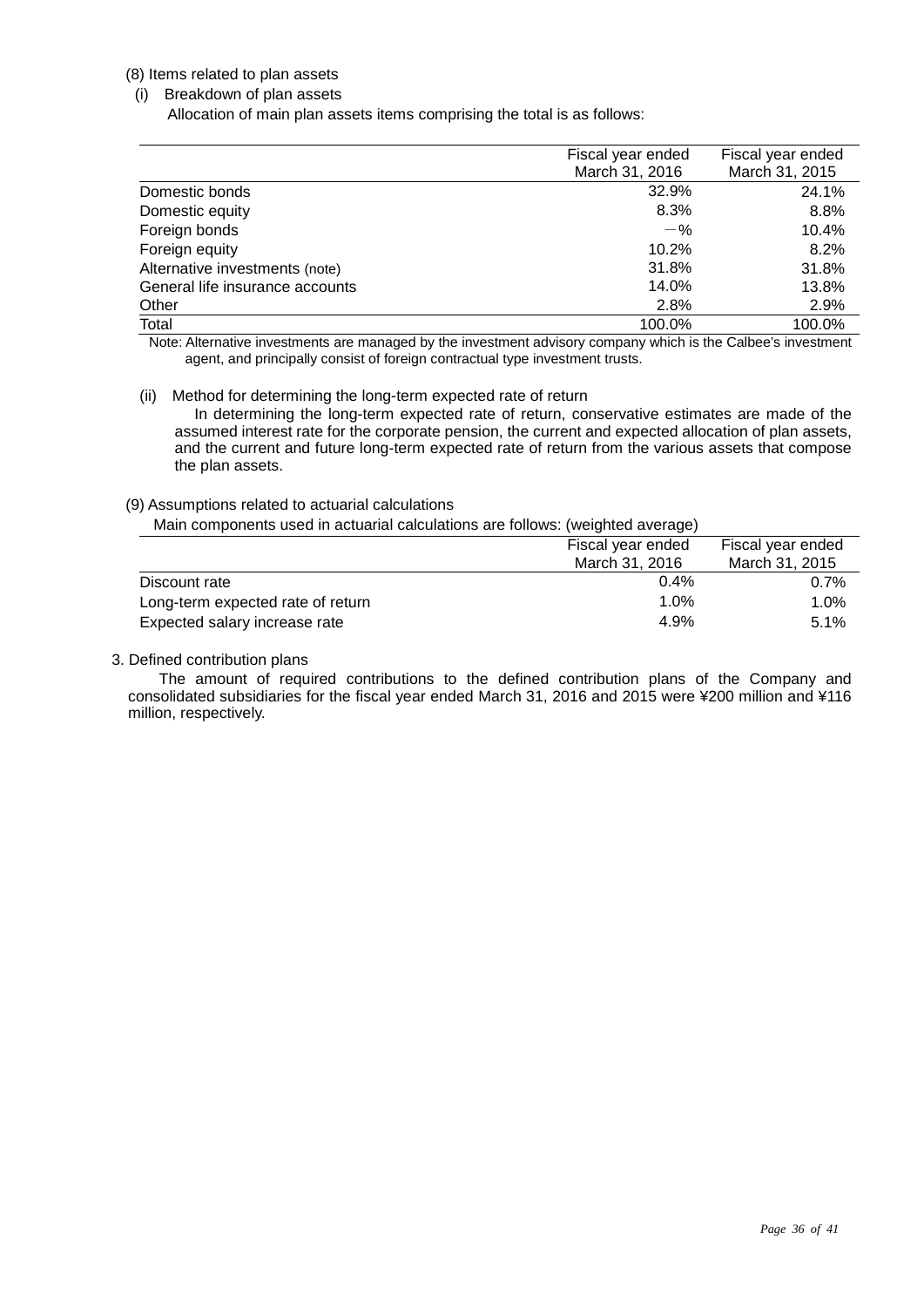(8) Items related to plan assets

(i) Breakdown of plan assets

Allocation of main plan assets items comprising the total is as follows:

| | Fiscal year ended March 31, 2016 | Fiscal year ended March 31, 2015 |
|---|---|---|
| Domestic bonds | 32.9% | 24.1% |
| Domestic equity | 8.3% | 8.8% |
| Foreign bonds | －% | 10.4% |
| Foreign equity | 10.2% | 8.2% |
| Alternative investments (note) | 31.8% | 31.8% |
| General life insurance accounts | 14.0% | 13.8% |
| Other | 2.8% | 2.9% |
| Total | 100.0% | 100.0% |

Note: Alternative investments are managed by the investment advisory company which is the Calbee's investment agent, and principally consist of foreign contractual type investment trusts.

(ii) Method for determining the long-term expected rate of return

In determining the long-term expected rate of return, conservative estimates are made of the assumed interest rate for the corporate pension, the current and expected allocation of plan assets, and the current and future long-term expected rate of return from the various assets that compose the plan assets.

(9) Assumptions related to actuarial calculations

Main components used in actuarial calculations are follows: (weighted average)

| | Fiscal year ended March 31, 2016 | Fiscal year ended March 31, 2015 |
|---|---|---|
| Discount rate | 0.4% | 0.7% |
| Long-term expected rate of return | 1.0% | 1.0% |
| Expected salary increase rate | 4.9% | 5.1% |

3. Defined contribution plans

The amount of required contributions to the defined contribution plans of the Company and consolidated subsidiaries for the fiscal year ended March 31, 2016 and 2015 were ¥200 million and ¥116 million, respectively.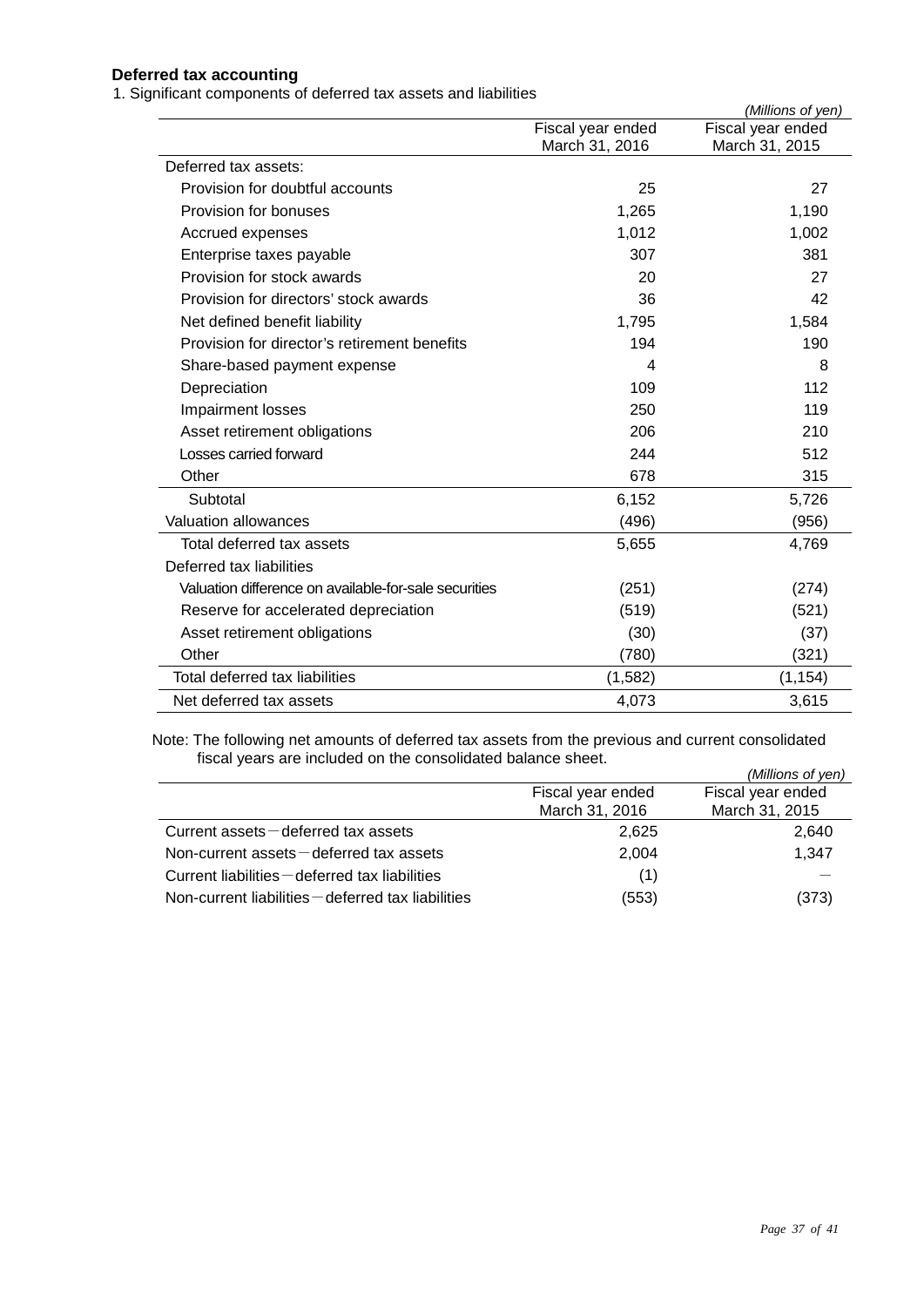**Deferred tax accounting**

1. Significant components of deferred tax assets and liabilities

*(Millions of yen)*

| | Fiscal year ended March 31, 2016 | Fiscal year ended March 31, 2015 |
|---|---|---|
| Deferred tax assets: | | |
| Provision for doubtful accounts | 25 | 27 |
| Provision for bonuses | 1,265 | 1,190 |
| Accrued expenses | 1,012 | 1,002 |
| Enterprise taxes payable | 307 | 381 |
| Provision for stock awards | 20 | 27 |
| Provision for directors' stock awards | 36 | 42 |
| Net defined benefit liability | 1,795 | 1,584 |
| Provision for director's retirement benefits | 194 | 190 |
| Share-based payment expense | 4 | 8 |
| Depreciation | 109 | 112 |
| Impairment losses | 250 | 119 |
| Asset retirement obligations | 206 | 210 |
| Losses carried forward | 244 | 512 |
| Other | 678 | 315 |
| Subtotal | 6,152 | 5,726 |
| Valuation allowances | (496) | (956) |
| Total deferred tax assets | 5,655 | 4,769 |
| Deferred tax liabilities | | |
| Valuation difference on available-for-sale securities | (251) | (274) |
| Reserve for accelerated depreciation | (519) | (521) |
| Asset retirement obligations | (30) | (37) |
| Other | (780) | (321) |
| Total deferred tax liabilities | (1,582) | (1,154) |
| Net deferred tax assets | 4,073 | 3,615 |

Note: The following net amounts of deferred tax assets from the previous and current consolidated fiscal years are included on the consolidated balance sheet.

*(Millions of yen)*

| | Fiscal year ended March 31, 2016 | Fiscal year ended March 31, 2015 |
|---|---|---|
| Current assets－deferred tax assets | 2,625 | 2,640 |
| Non-current assets－deferred tax assets | 2,004 | 1,347 |
| Current liabilities－deferred tax liabilities | (1) | ― |
| Non-current liabilities－deferred tax liabilities | (553) | (373) |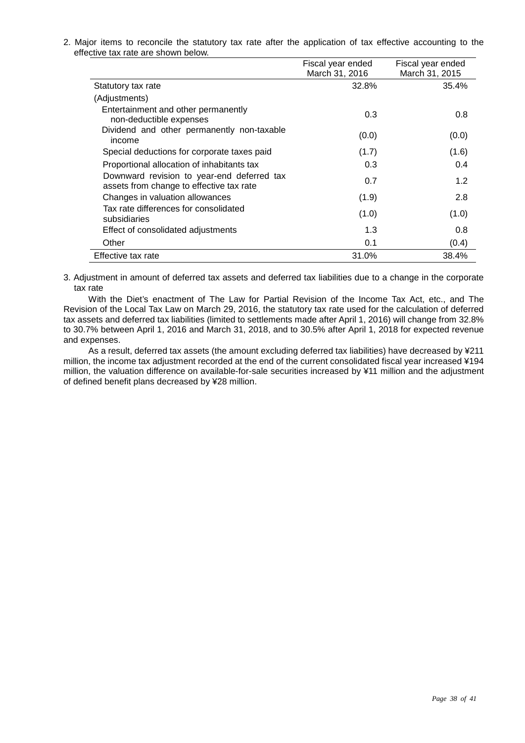2. Major items to reconcile the statutory tax rate after the application of tax effective accounting to the effective tax rate are shown below.

| | Fiscal year ended March 31, 2016 | Fiscal year ended March 31, 2015 |
|---|---|---|
| Statutory tax rate | 32.8% | 35.4% |
| (Adjustments) | | |
| Entertainment and other permanently non-deductible expenses | 0.3 | 0.8 |
| Dividend and other permanently non-taxable income | (0.0) | (0.0) |
| Special deductions for corporate taxes paid | (1.7) | (1.6) |
| Proportional allocation of inhabitants tax | 0.3 | 0.4 |
| Downward revision to year-end deferred tax assets from change to effective tax rate | 0.7 | 1.2 |
| Changes in valuation allowances | (1.9) | 2.8 |
| Tax rate differences for consolidated subsidiaries | (1.0) | (1.0) |
| Effect of consolidated adjustments | 1.3 | 0.8 |
| Other | 0.1 | (0.4) |
| Effective tax rate | 31.0% | 38.4% |

3. Adjustment in amount of deferred tax assets and deferred tax liabilities due to a change in the corporate tax rate

With the Diet's enactment of The Law for Partial Revision of the Income Tax Act, etc., and The Revision of the Local Tax Law on March 29, 2016, the statutory tax rate used for the calculation of deferred tax assets and deferred tax liabilities (limited to settlements made after April 1, 2016) will change from 32.8% to 30.7% between April 1, 2016 and March 31, 2018, and to 30.5% after April 1, 2018 for expected revenue and expenses.

As a result, deferred tax assets (the amount excluding deferred tax liabilities) have decreased by ¥211 million, the income tax adjustment recorded at the end of the current consolidated fiscal year increased ¥194 million, the valuation difference on available-for-sale securities increased by ¥11 million and the adjustment of defined benefit plans decreased by ¥28 million.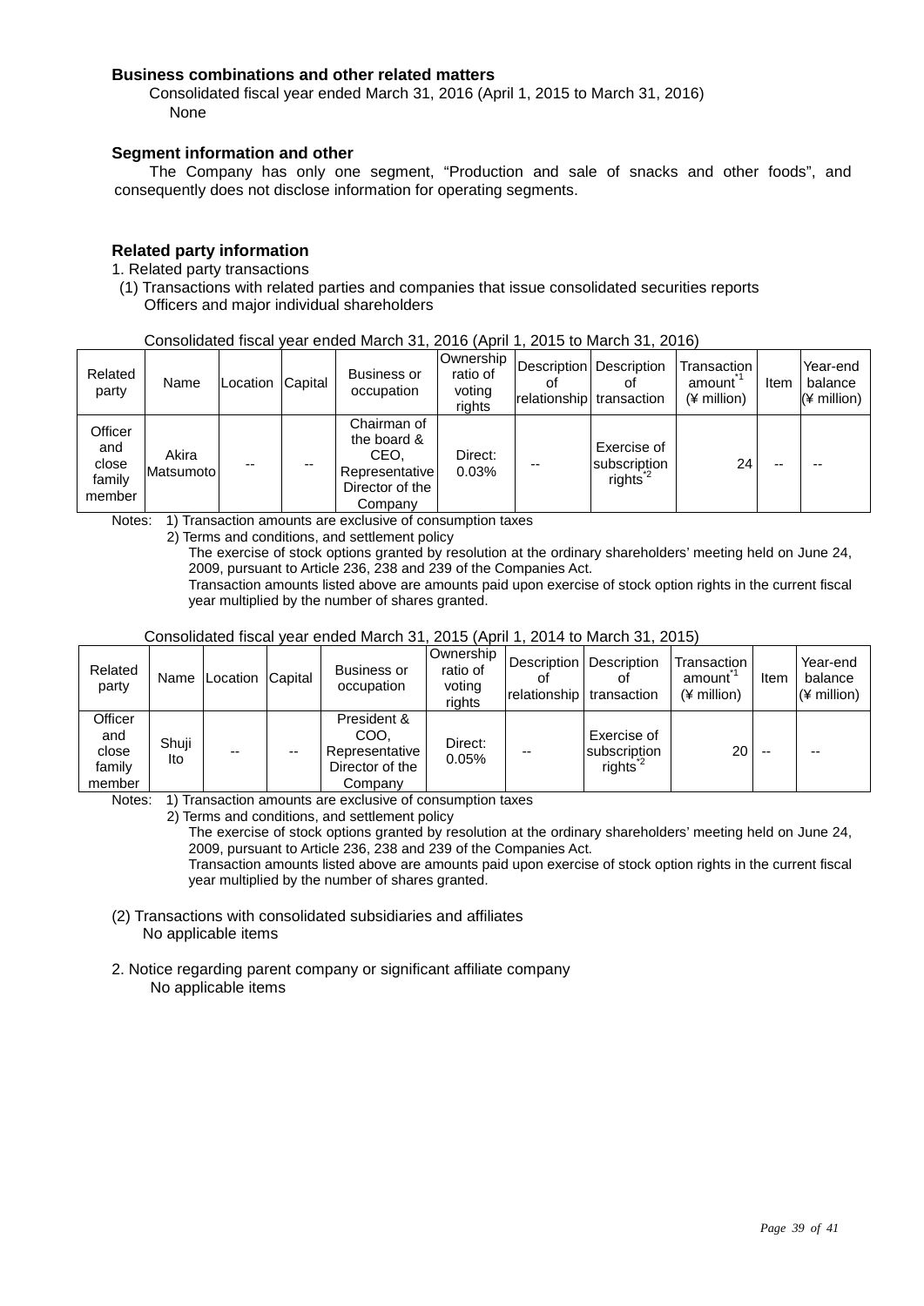**Business combinations and other related matters**

Consolidated fiscal year ended March 31, 2016 (April 1, 2015 to March 31, 2016)

None

**Segment information and other**

The Company has only one segment, "Production and sale of snacks and other foods", and consequently does not disclose information for operating segments.

**Related party information**

1. Related party transactions

(1) Transactions with related parties and companies that issue consolidated securities reports

Officers and major individual shareholders

Consolidated fiscal year ended March 31, 2016 (April 1, 2015 to March 31, 2016)

| Related party | Name | Location | Capital | Business or occupation | Ownership ratio of voting rights | Description of relationship | Description of transaction | Transaction amount*1 (¥ million) | Item | Year-end balance (¥ million) |
|---|---|---|---|---|---|---|---|---|---|---|
| Officer and close family member | Akira Matsumoto | -- | -- | Chairman of the board & CEO, Representative Director of the Company | Direct: 0.03% | -- | Exercise of subscription rights*2 | 24 | -- | -- |

Notes: 1) Transaction amounts are exclusive of consumption taxes

2) Terms and conditions, and settlement policy

The exercise of stock options granted by resolution at the ordinary shareholders' meeting held on June 24, 2009, pursuant to Article 236, 238 and 239 of the Companies Act.

Transaction amounts listed above are amounts paid upon exercise of stock option rights in the current fiscal year multiplied by the number of shares granted.

Consolidated fiscal year ended March 31, 2015 (April 1, 2014 to March 31, 2015)

| Related party | Name | Location | Capital | Business or occupation | Ownership ratio of voting rights | Description of relationship | Description of transaction | Transaction amount*1 (¥ million) | Item | Year-end balance (¥ million) |
|---|---|---|---|---|---|---|---|---|---|---|
| Officer and close family member | Shuji Ito | -- | -- | President & COO, Representative Director of the Company | Direct: 0.05% | -- | Exercise of subscription rights*2 | 20 | -- | -- |

Notes: 1) Transaction amounts are exclusive of consumption taxes

2) Terms and conditions, and settlement policy

The exercise of stock options granted by resolution at the ordinary shareholders' meeting held on June 24, 2009, pursuant to Article 236, 238 and 239 of the Companies Act.

Transaction amounts listed above are amounts paid upon exercise of stock option rights in the current fiscal year multiplied by the number of shares granted.

(2) Transactions with consolidated subsidiaries and affiliates

No applicable items

2. Notice regarding parent company or significant affiliate company

No applicable items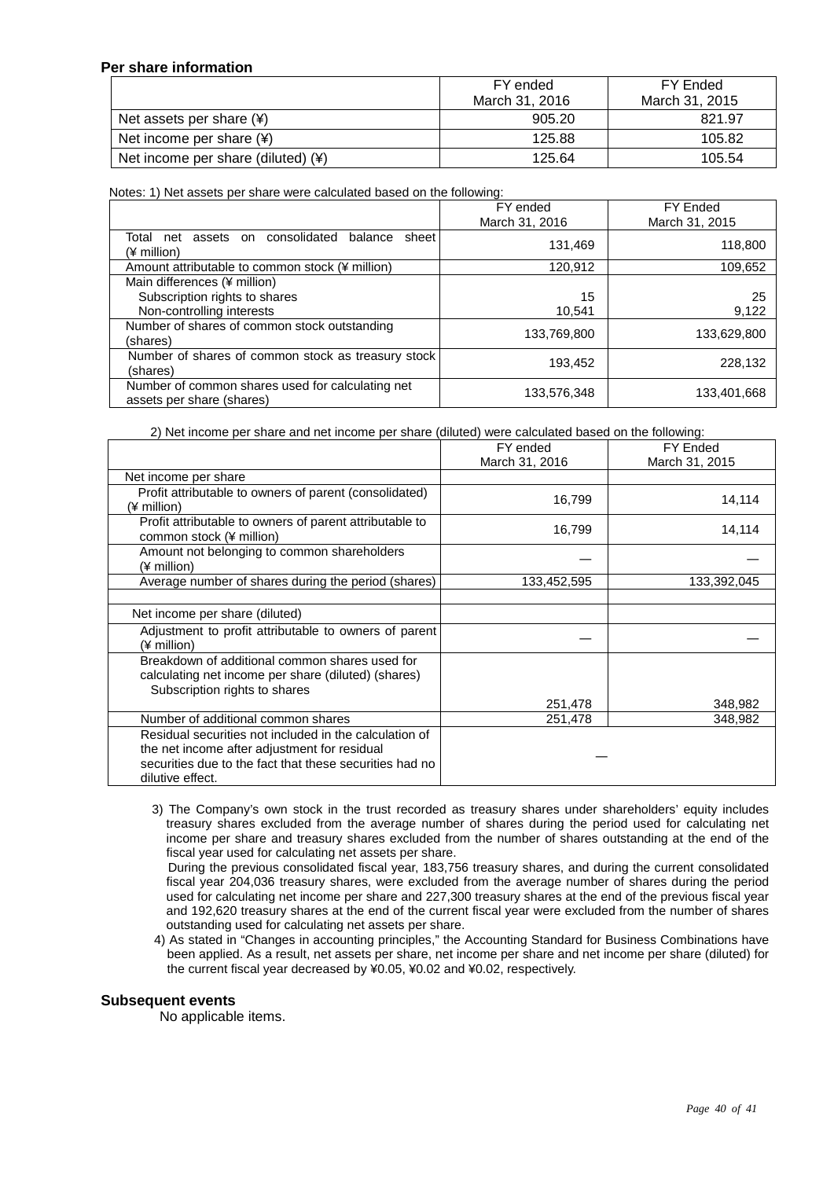## Per share information

| | FY ended March 31, 2016 | FY Ended March 31, 2015 |
|---|---|---|
| Net assets per share (¥) | 905.20 | 821.97 |
| Net income per share (¥) | 125.88 | 105.82 |
| Net income per share (diluted) (¥) | 125.64 | 105.54 |

Notes: 1) Net assets per share were calculated based on the following:

| | FY ended March 31, 2016 | FY Ended March 31, 2015 |
|---|---|---|
| Total net assets on consolidated balance sheet (¥ million) | 131,469 | 118,800 |
| Amount attributable to common stock (¥ million) | 120,912 | 109,652 |
| Main differences (¥ million) | | |
| Subscription rights to shares | 15 | 25 |
| Non-controlling interests | 10,541 | 9,122 |
| Number of shares of common stock outstanding (shares) | 133,769,800 | 133,629,800 |
| Number of shares of common stock as treasury stock (shares) | 193,452 | 228,132 |
| Number of common shares used for calculating net assets per share (shares) | 133,576,348 | 133,401,668 |

2) Net income per share and net income per share (diluted) were calculated based on the following:

| | FY ended March 31, 2016 | FY Ended March 31, 2015 |
|---|---|---|
| Net income per share | | |
| Profit attributable to owners of parent (consolidated) (¥ million) | 16,799 | 14,114 |
| Profit attributable to owners of parent attributable to common stock (¥ million) | 16,799 | 14,114 |
| Amount not belonging to common shareholders (¥ million) | — | — |
| Average number of shares during the period (shares) | 133,452,595 | 133,392,045 |
| | | |
| Net income per share (diluted) | | |
| Adjustment to profit attributable to owners of parent (¥ million) | — | — |
| Breakdown of additional common shares used for calculating net income per share (diluted) (shares) Subscription rights to shares | 251,478 | 348,982 |
| Number of additional common shares | 251,478 | 348,982 |
| Residual securities not included in the calculation of the net income after adjustment for residual securities due to the fact that these securities had no dilutive effect. | — | |

3) The Company's own stock in the trust recorded as treasury shares under shareholders' equity includes treasury shares excluded from the average number of shares during the period used for calculating net income per share and treasury shares excluded from the number of shares outstanding at the end of the fiscal year used for calculating net assets per share.

During the previous consolidated fiscal year, 183,756 treasury shares, and during the current consolidated fiscal year 204,036 treasury shares, were excluded from the average number of shares during the period used for calculating net income per share and 227,300 treasury shares at the end of the previous fiscal year and 192,620 treasury shares at the end of the current fiscal year were excluded from the number of shares outstanding used for calculating net assets per share.

4) As stated in "Changes in accounting principles," the Accounting Standard for Business Combinations have been applied. As a result, net assets per share, net income per share and net income per share (diluted) for the current fiscal year decreased by ¥0.05, ¥0.02 and ¥0.02, respectively.

## Subsequent events

No applicable items.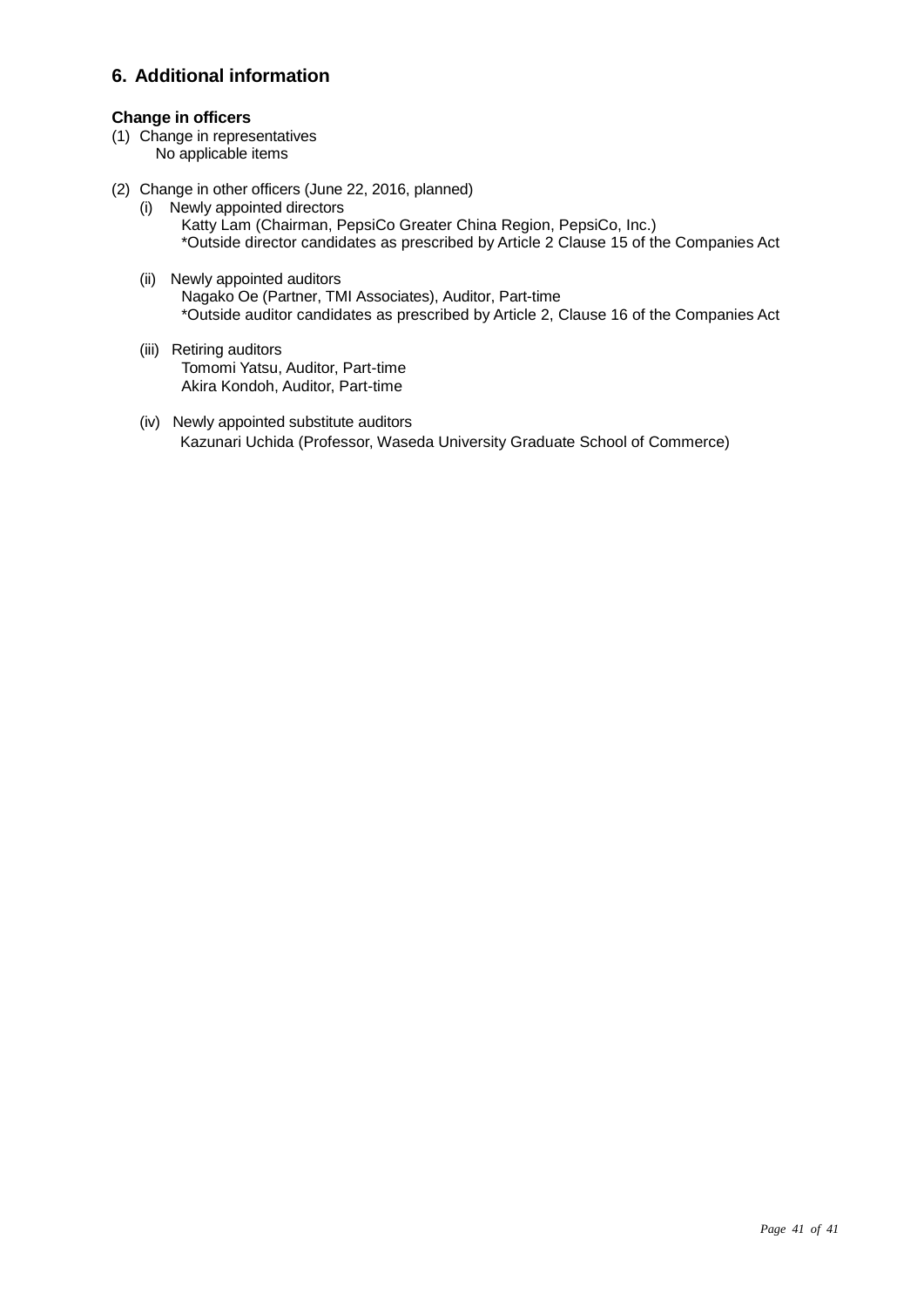## 6. Additional information

### Change in officers

(1) Change in representatives
No applicable items

(2) Change in other officers (June 22, 2016, planned)

(i) Newly appointed directors
Katty Lam (Chairman, PepsiCo Greater China Region, PepsiCo, Inc.)
*Outside director candidates as prescribed by Article 2 Clause 15 of the Companies Act

(ii) Newly appointed auditors
Nagako Oe (Partner, TMI Associates), Auditor, Part-time
*Outside auditor candidates as prescribed by Article 2, Clause 16 of the Companies Act

(iii) Retiring auditors
Tomomi Yatsu, Auditor, Part-time
Akira Kondoh, Auditor, Part-time

(iv) Newly appointed substitute auditors
Kazunari Uchida (Professor, Waseda University Graduate School of Commerce)